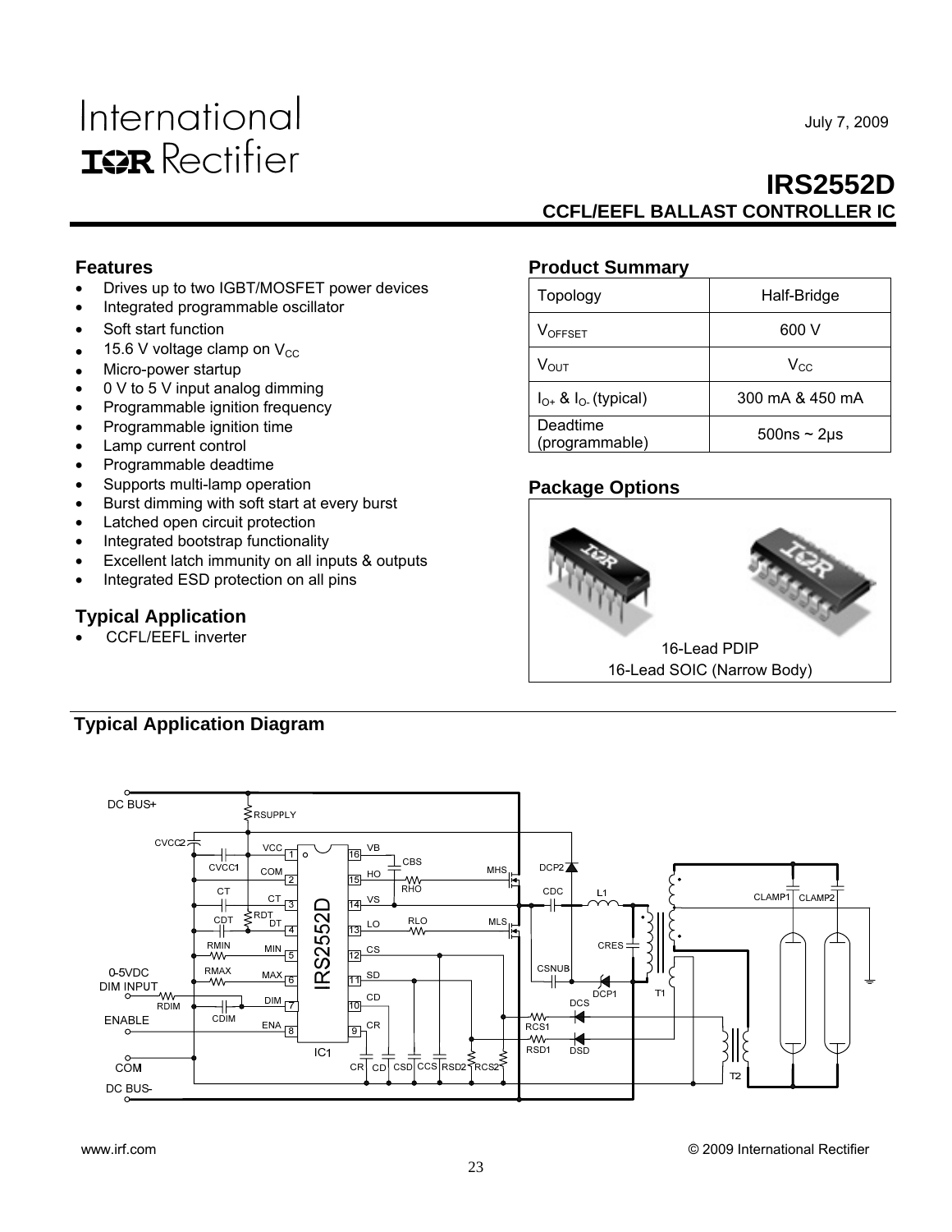July 7, 2009

# IRS2552D

## CCFL/EEFL BALLAST CONTROLLER IC

### Features

- Drives up to two IGBT/MOSFET power devices
- Integrated programmable oscillator
- Soft start function
- 15.6 V voltage clamp on $V_{CC}$
- Micro-power startup
- 0 V to 5 V input analog dimming
- Programmable ignition frequency
- Programmable ignition time
- Lamp current control
- Programmable deadtime
- Supports multi-lamp operation
- Burst dimming with soft start at every burst
- Latched open circuit protection
- Integrated bootstrap functionality
- Excellent latch immunity on all inputs & outputs
- Integrated ESD protection on all pins

### Typical Application

- CCFL/EEFL inverter

### Product Summary

| Topology | Half-Bridge |
|---|---|
| $V_{OFFSET}$ | 600 V |
| $V_{OUT}$ | $V_{CC}$ |
| $I_{O+}$ & $I_{O-}$ (typical) | 300 mA & 450 mA |
| Deadtime (programmable) | 500ns ~ 2µs |

### Package Options

16-Lead PDIP
16-Lead SOIC (Narrow Body)

### Typical Application Diagram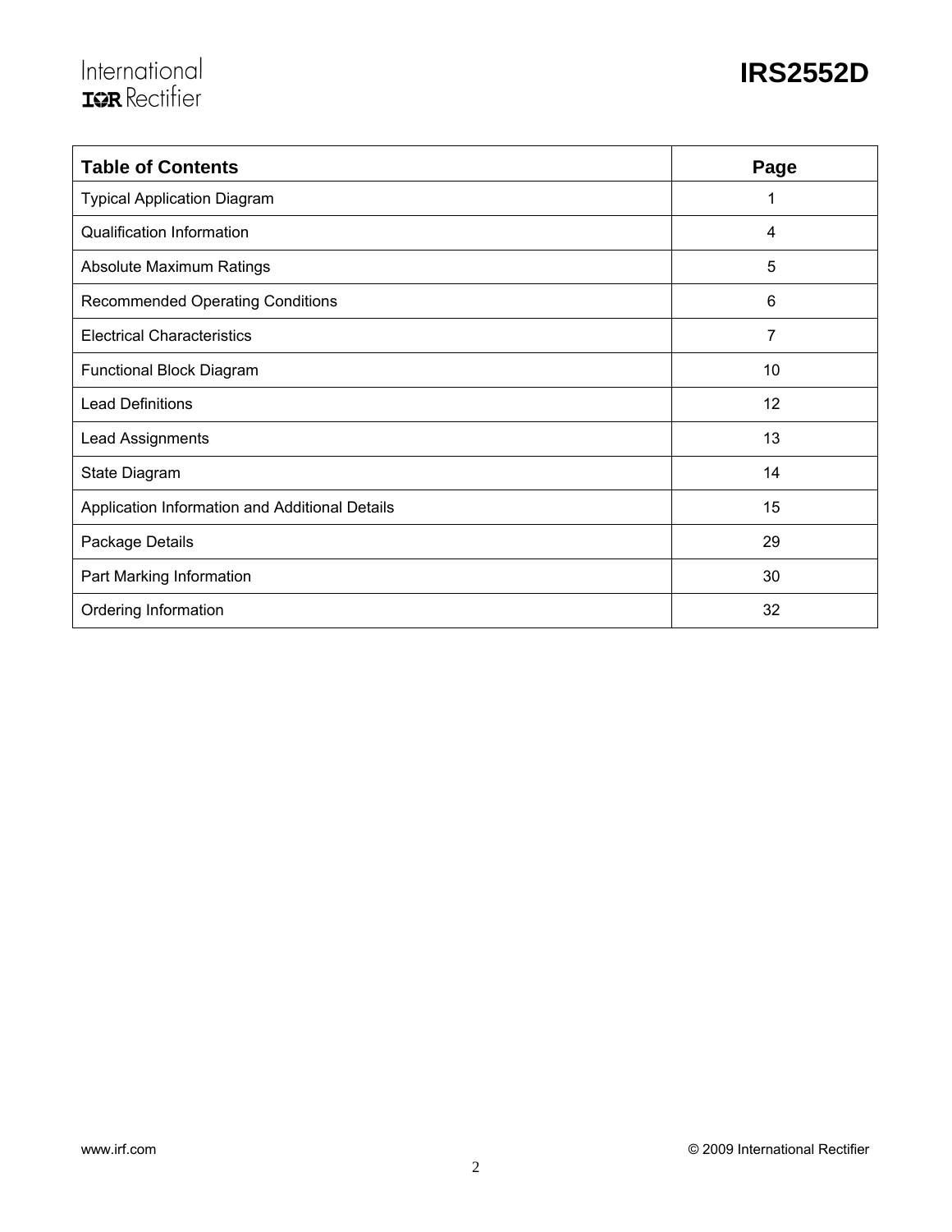| Table of Contents | Page |
|---|---|
| Typical Application Diagram | 1 |
| Qualification Information | 4 |
| Absolute Maximum Ratings | 5 |
| Recommended Operating Conditions | 6 |
| Electrical Characteristics | 7 |
| Functional Block Diagram | 10 |
| Lead Definitions | 12 |
| Lead Assignments | 13 |
| State Diagram | 14 |
| Application Information and Additional Details | 15 |
| Package Details | 29 |
| Part Marking Information | 30 |
| Ordering Information | 32 |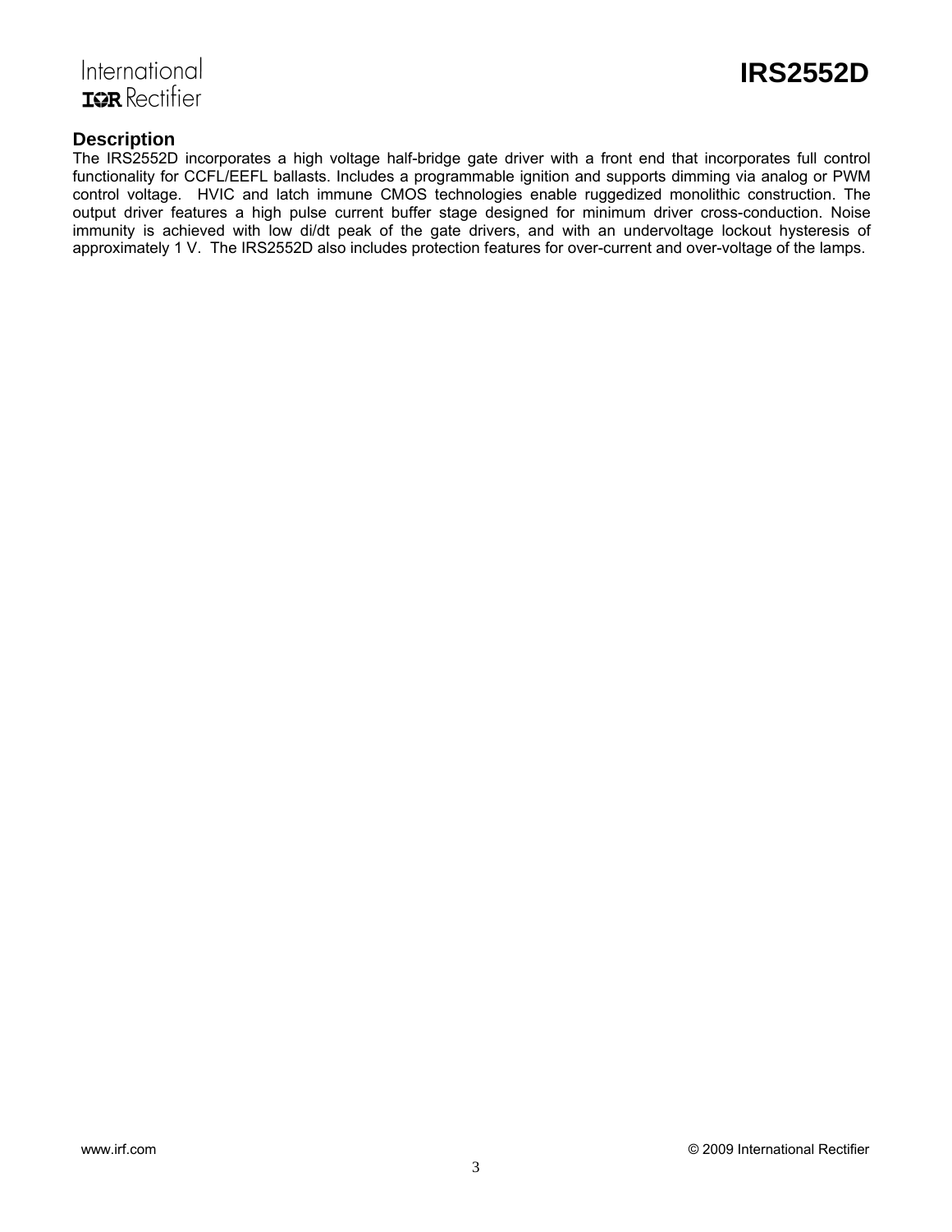## Description

The IRS2552D incorporates a high voltage half-bridge gate driver with a front end that incorporates full control functionality for CCFL/EEFL ballasts. Includes a programmable ignition and supports dimming via analog or PWM control voltage. HVIC and latch immune CMOS technologies enable ruggedized monolithic construction. The output driver features a high pulse current buffer stage designed for minimum driver cross-conduction. Noise immunity is achieved with low di/dt peak of the gate drivers, and with an undervoltage lockout hysteresis of approximately 1 V. The IRS2552D also includes protection features for over-current and over-voltage of the lamps.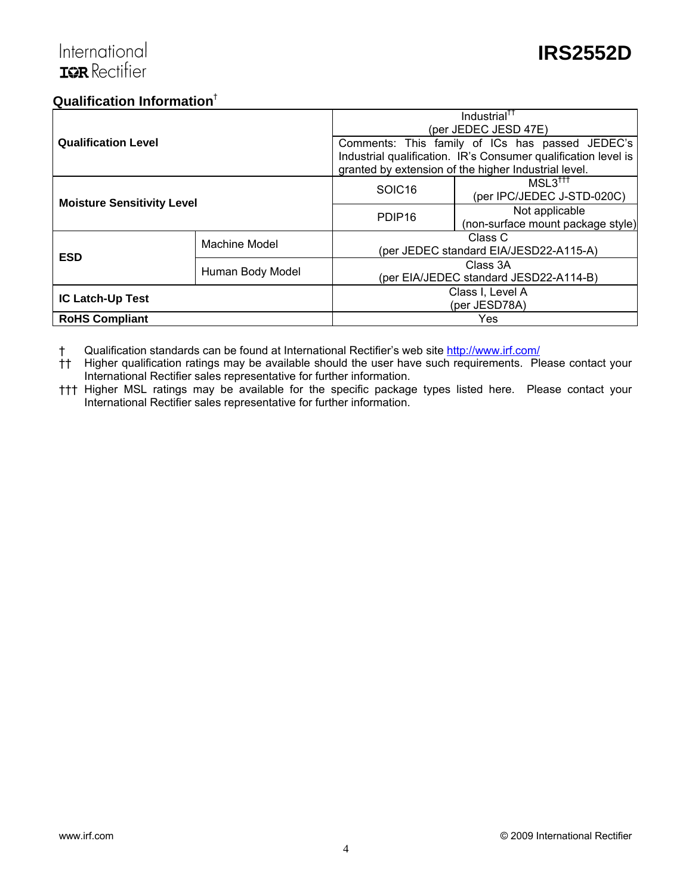## Qualification Information†

| | | | |
|---|---|---|---|
| **Qualification Level** | | Industrial†† (per JEDEC JESD 47E) | |
| | | Comments: This family of ICs has passed JEDEC's Industrial qualification. IR's Consumer qualification level is granted by extension of the higher Industrial level. | |
| **Moisture Sensitivity Level** | | SOIC16 | MSL3††† (per IPC/JEDEC J-STD-020C) |
| | | PDIP16 | Not applicable (non-surface mount package style) |
| **ESD** | Machine Model | Class C (per JEDEC standard EIA/JESD22-A115-A) | |
| | Human Body Model | Class 3A (per EIA/JEDEC standard JESD22-A114-B) | |
| **IC Latch-Up Test** | | Class I, Level A (per JESD78A) | |
| **RoHS Compliant** | | Yes | |

† Qualification standards can be found at International Rectifier's web site http://www.irf.com/

†† Higher qualification ratings may be available should the user have such requirements. Please contact your International Rectifier sales representative for further information.

††† Higher MSL ratings may be available for the specific package types listed here. Please contact your International Rectifier sales representative for further information.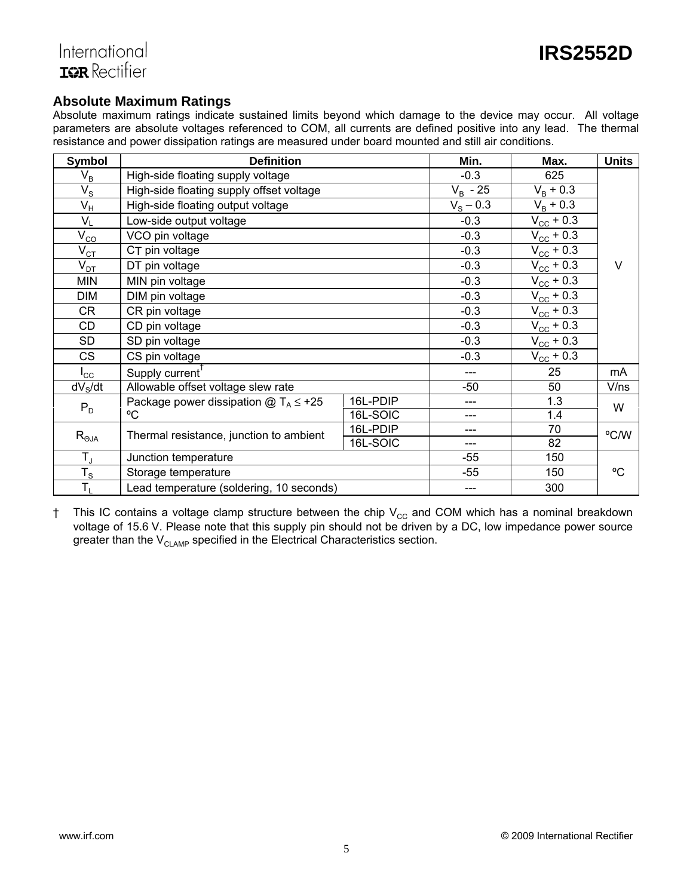## Absolute Maximum Ratings

Absolute maximum ratings indicate sustained limits beyond which damage to the device may occur. All voltage parameters are absolute voltages referenced to COM, all currents are defined positive into any lead. The thermal resistance and power dissipation ratings are measured under board mounted and still air conditions.

| Symbol | Definition | | Min. | Max. | Units |
|---|---|---|---|---|---|
| $V_B$ | High-side floating supply voltage | | -0.3 | 625 | V |
| $V_S$ | High-side floating supply offset voltage | | $V_B$ - 25 | $V_B$ + 0.3 | |
| $V_H$ | High-side floating output voltage | | $V_S$ – 0.3 | $V_B$ + 0.3 | |
| $V_L$ | Low-side output voltage | | -0.3 | $V_{CC}$ + 0.3 | |
| $V_{CO}$ | VCO pin voltage | | -0.3 | $V_{CC}$ + 0.3 | |
| $V_{CT}$ | CT pin voltage | | -0.3 | $V_{CC}$ + 0.3 | |
| $V_{DT}$ | DT pin voltage | | -0.3 | $V_{CC}$ + 0.3 | |
| MIN | MIN pin voltage | | -0.3 | $V_{CC}$ + 0.3 | |
| DIM | DIM pin voltage | | -0.3 | $V_{CC}$ + 0.3 | |
| CR | CR pin voltage | | -0.3 | $V_{CC}$ + 0.3 | |
| CD | CD pin voltage | | -0.3 | $V_{CC}$ + 0.3 | |
| SD | SD pin voltage | | -0.3 | $V_{CC}$ + 0.3 | |
| CS | CS pin voltage | | -0.3 | $V_{CC}$ + 0.3 | |
| $I_{CC}$ | Supply current† | | --- | 25 | mA |
| $dV_S/dt$ | Allowable offset voltage slew rate | | -50 | 50 | V/ns |
| $P_D$ | Package power dissipation @ $T_A \leq$ +25 ºC | 16L-PDIP | --- | 1.3 | W |
| | | 16L-SOIC | --- | 1.4 | |
| $R_{\Theta JA}$ | Thermal resistance, junction to ambient | 16L-PDIP | --- | 70 | ºC/W |
| | | 16L-SOIC | --- | 82 | |
| $T_J$ | Junction temperature | | -55 | 150 | ºC |
| $T_S$ | Storage temperature | | -55 | 150 | |
| $T_L$ | Lead temperature (soldering, 10 seconds) | | --- | 300 | |

† This IC contains a voltage clamp structure between the chip $V_{CC}$ and COM which has a nominal breakdown voltage of 15.6 V. Please note that this supply pin should not be driven by a DC, low impedance power source greater than the $V_{CLAMP}$ specified in the Electrical Characteristics section.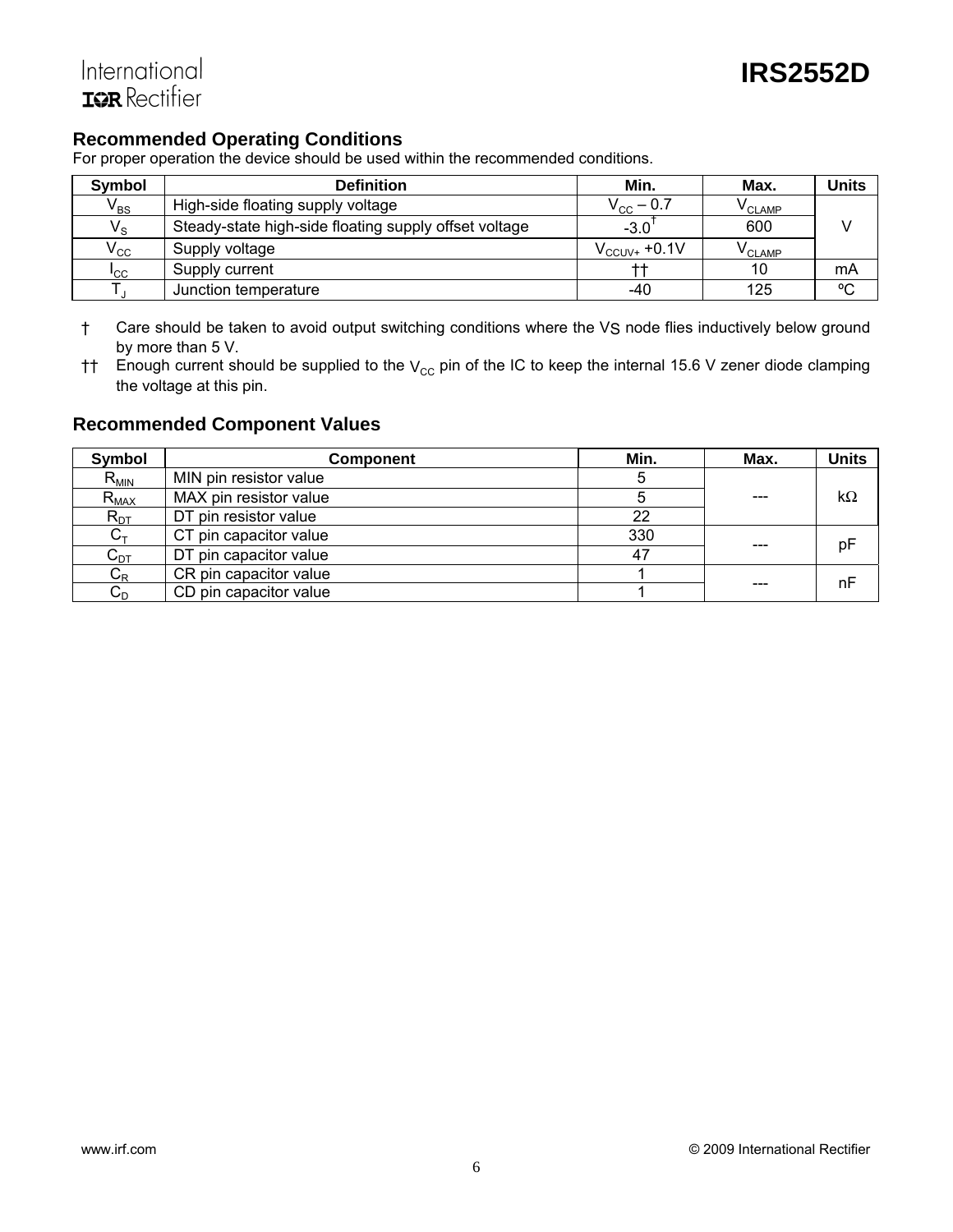## Recommended Operating Conditions

For proper operation the device should be used within the recommended conditions.

| Symbol | Definition | Min. | Max. | Units |
|---|---|---|---|---|
| $V_{BS}$ | High-side floating supply voltage | $V_{CC}$ – 0.7 | $V_{CLAMP}$ | V |
| $V_S$ | Steady-state high-side floating supply offset voltage | -3.0† | 600 | V |
| $V_{CC}$ | Supply voltage | $V_{CCUV+}$ +0.1V | $V_{CLAMP}$ | V |
| $I_{CC}$ | Supply current | †† | 10 | mA |
| $T_J$ | Junction temperature | -40 | 125 | ºC |

† Care should be taken to avoid output switching conditions where the $V_S$ node flies inductively below ground by more than 5 V.

†† Enough current should be supplied to the $V_{CC}$ pin of the IC to keep the internal 15.6 V zener diode clamping the voltage at this pin.

## Recommended Component Values

| Symbol | Component | Min. | Max. | Units |
|---|---|---|---|---|
| $R_{MIN}$ | MIN pin resistor value | 5 | --- | kΩ |
| $R_{MAX}$ | MAX pin resistor value | 5 | --- | kΩ |
| $R_{DT}$ | DT pin resistor value | 22 | --- | kΩ |
| $C_T$ | CT pin capacitor value | 330 | --- | pF |
| $C_{DT}$ | DT pin capacitor value | 47 | --- | pF |
| $C_R$ | CR pin capacitor value | 1 | --- | nF |
| $C_D$ | CD pin capacitor value | 1 | --- | nF |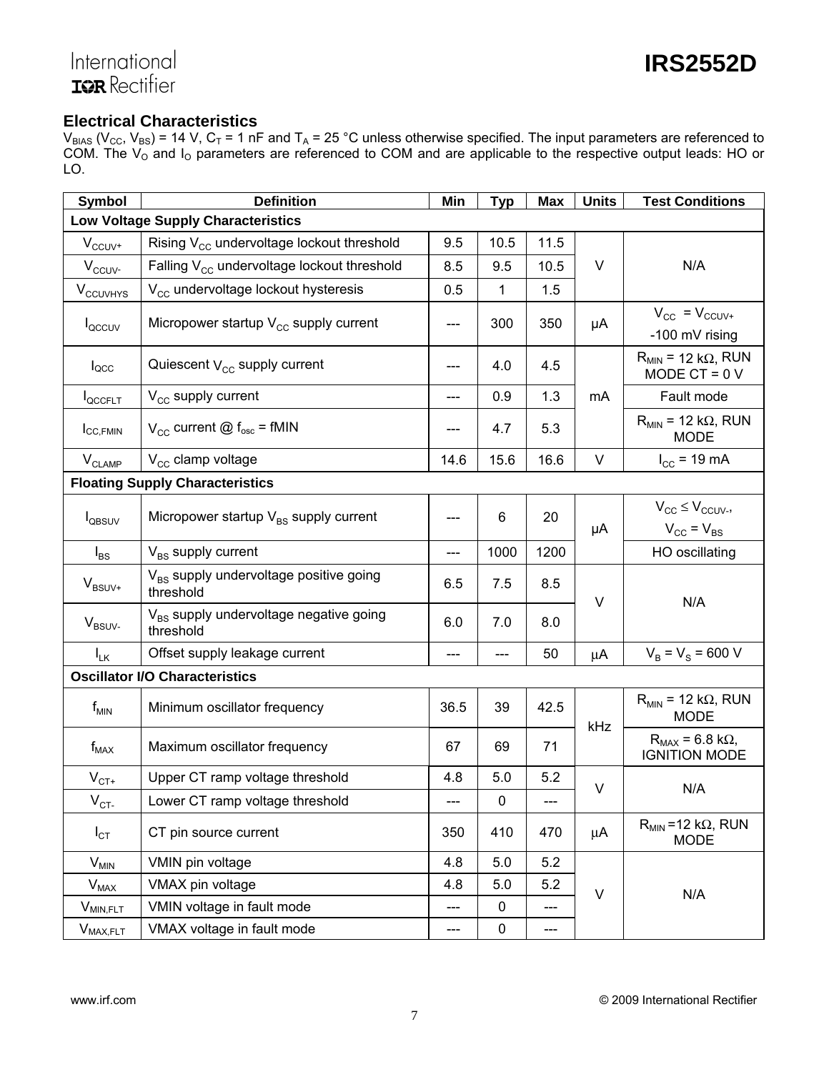## Electrical Characteristics

$V_{BIAS}$ ($V_{CC}$, $V_{BS}$) = 14 V, $C_T$ = 1 nF and $T_A$ = 25 °C unless otherwise specified. The input parameters are referenced to COM. The $V_O$ and $I_O$ parameters are referenced to COM and are applicable to the respective output leads: HO or LO.

| Symbol | Definition | Min | Typ | Max | Units | Test Conditions |
|---|---|---|---|---|---|---|
| **Low Voltage Supply Characteristics** | | | | | | |
| $V_{CCUV+}$ | Rising $V_{CC}$ undervoltage lockout threshold | 9.5 | 10.5 | 11.5 | V | N/A |
| $V_{CCUV-}$ | Falling $V_{CC}$ undervoltage lockout threshold | 8.5 | 9.5 | 10.5 | | |
| $V_{CCUVHYS}$ | $V_{CC}$ undervoltage lockout hysteresis | 0.5 | 1 | 1.5 | | |
| $I_{QCCUV}$ | Micropower startup $V_{CC}$ supply current | --- | 300 | 350 | µA | $V_{CC}$ = $V_{CCUV+}$ -100 mV rising |
| $I_{QCC}$ | Quiescent $V_{CC}$ supply current | --- | 4.0 | 4.5 | mA | $R_{MIN}$ = 12 kΩ, RUN MODE CT = 0 V |
| $I_{QCCFLT}$ | $V_{CC}$ supply current | --- | 0.9 | 1.3 | | Fault mode |
| $I_{CC,FMIN}$ | $V_{CC}$ current @ $f_{osc}$ = fMIN | --- | 4.7 | 5.3 | | $R_{MIN}$ = 12 kΩ, RUN MODE |
| $V_{CLAMP}$ | $V_{CC}$ clamp voltage | 14.6 | 15.6 | 16.6 | V | $I_{CC}$ = 19 mA |
| **Floating Supply Characteristics** | | | | | | |
| $I_{QBSUV}$ | Micropower startup $V_{BS}$ supply current | --- | 6 | 20 | µA | $V_{CC} \le V_{CCUV-}$, $V_{CC} = V_{BS}$ |
| $I_{BS}$ | $V_{BS}$ supply current | --- | 1000 | 1200 | | HO oscillating |
| $V_{BSUV+}$ | $V_{BS}$ supply undervoltage positive going threshold | 6.5 | 7.5 | 8.5 | V | N/A |
| $V_{BSUV-}$ | $V_{BS}$ supply undervoltage negative going threshold | 6.0 | 7.0 | 8.0 | | |
| $I_{LK}$ | Offset supply leakage current | --- | --- | 50 | µA | $V_B = V_S$ = 600 V |
| **Oscillator I/O Characteristics** | | | | | | |
| $f_{MIN}$ | Minimum oscillator frequency | 36.5 | 39 | 42.5 | kHz | $R_{MIN}$ = 12 kΩ, RUN MODE |
| $f_{MAX}$ | Maximum oscillator frequency | 67 | 69 | 71 | | $R_{MAX}$ = 6.8 kΩ, IGNITION MODE |
| $V_{CT+}$ | Upper CT ramp voltage threshold | 4.8 | 5.0 | 5.2 | V | N/A |
| $V_{CT-}$ | Lower CT ramp voltage threshold | --- | 0 | --- | | |
| $I_{CT}$ | CT pin source current | 350 | 410 | 470 | µA | $R_{MIN}$ =12 kΩ, RUN MODE |
| $V_{MIN}$ | VMIN pin voltage | 4.8 | 5.0 | 5.2 | V | N/A |
| $V_{MAX}$ | VMAX pin voltage | 4.8 | 5.0 | 5.2 | | |
| $V_{MIN,FLT}$ | VMIN voltage in fault mode | --- | 0 | --- | | |
| $V_{MAX,FLT}$ | VMAX voltage in fault mode | --- | 0 | --- | | |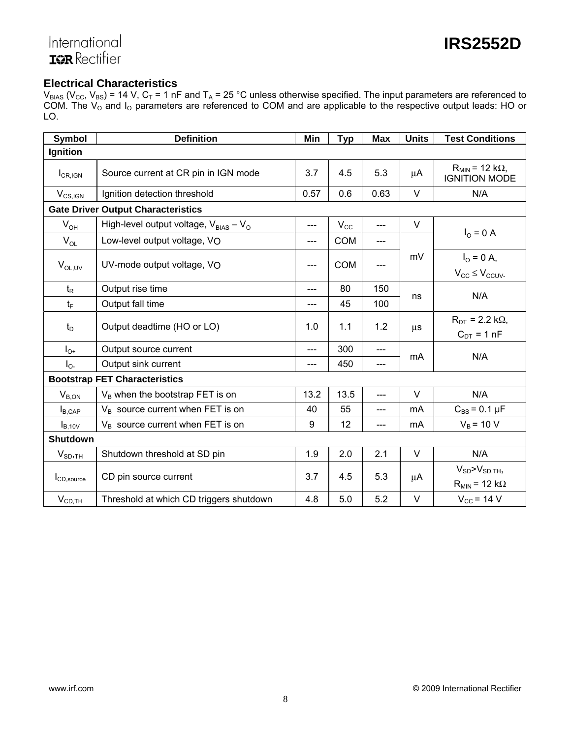## Electrical Characteristics

$V_{BIAS}$ ($V_{CC}$, $V_{BS}$) = 14 V, $C_T$ = 1 nF and $T_A$ = 25 °C unless otherwise specified. The input parameters are referenced to COM. The $V_O$ and $I_O$ parameters are referenced to COM and are applicable to the respective output leads: HO or LO.

| Symbol | Definition | Min | Typ | Max | Units | Test Conditions |
|---|---|---|---|---|---|---|
| **Ignition** | | | | | | |
| $I_{CR,IGN}$ | Source current at CR pin in IGN mode | 3.7 | 4.5 | 5.3 | μA | $R_{MIN}$ = 12 kΩ, IGNITION MODE |
| $V_{CS,IGN}$ | Ignition detection threshold | 0.57 | 0.6 | 0.63 | V | N/A |
| **Gate Driver Output Characteristics** | | | | | | |
| $V_{OH}$ | High-level output voltage, $V_{BIAS} – V_O$ | --- | $V_{CC}$ | --- | V | $I_O$ = 0 A |
| $V_{OL}$ | Low-level output voltage, $V_O$ | --- | COM | --- | mV | $I_O$ = 0 A |
| $V_{OL,UV}$ | UV-mode output voltage, $V_O$ | --- | COM | --- | mV | $I_O$ = 0 A, $V_{CC} \le V_{CCUV-}$ |
| $t_R$ | Output rise time | --- | 80 | 150 | ns | N/A |
| $t_F$ | Output fall time | --- | 45 | 100 | ns | N/A |
| $t_D$ | Output deadtime (HO or LO) | 1.0 | 1.1 | 1.2 | μs | $R_{DT}$ = 2.2 kΩ, $C_{DT}$ = 1 nF |
| $I_{O+}$ | Output source current | --- | 300 | --- | mA | N/A |
| $I_{O-}$ | Output sink current | --- | 450 | --- | mA | N/A |
| **Bootstrap FET Characteristics** | | | | | | |
| $V_{B,ON}$ | $V_B$ when the bootstrap FET is on | 13.2 | 13.5 | --- | V | N/A |
| $I_{B,CAP}$ | $V_B$ source current when FET is on | 40 | 55 | --- | mA | $C_{BS}$ = 0.1 μF |
| $I_{B,10V}$ | $V_B$ source current when FET is on | 9 | 12 | --- | mA | $V_B$ = 10 V |
| **Shutdown** | | | | | | |
| $V_{SD,TH}$ | Shutdown threshold at SD pin | 1.9 | 2.0 | 2.1 | V | N/A |
| $I_{CD,source}$ | CD pin source current | 3.7 | 4.5 | 5.3 | μA | $V_{SD}>V_{SD,TH}$, $R_{MIN}$ = 12 kΩ |
| $V_{CD,TH}$ | Threshold at which CD triggers shutdown | 4.8 | 5.0 | 5.2 | V | $V_{CC}$ = 14 V |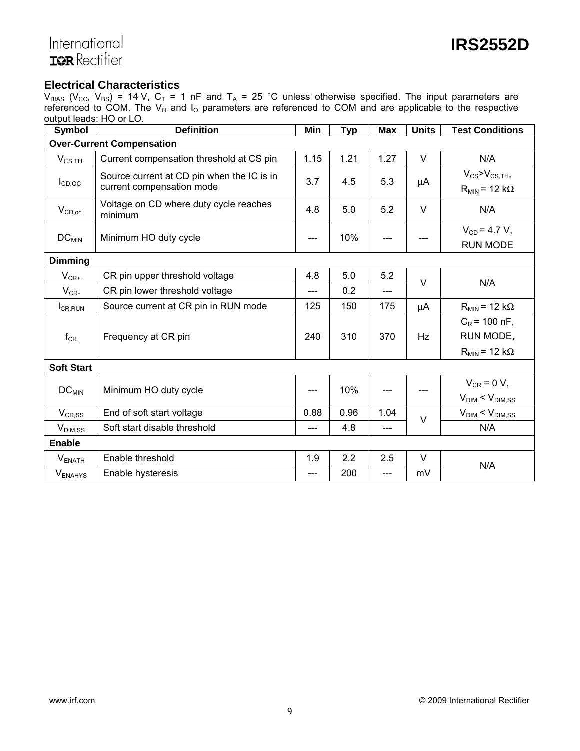## Electrical Characteristics

$V_{BIAS}$ ($V_{CC}$, $V_{BS}$) = 14 V, $C_T$ = 1 nF and $T_A$ = 25 °C unless otherwise specified. The input parameters are referenced to COM. The $V_O$ and $I_O$ parameters are referenced to COM and are applicable to the respective output leads: HO or LO.

| Symbol | Definition | Min | Typ | Max | Units | Test Conditions |
|---|---|---|---|---|---|---|
| **Over-Current Compensation** | | | | | | |
| $V_{CS,TH}$ | Current compensation threshold at CS pin | 1.15 | 1.21 | 1.27 | V | N/A |
| $I_{CD,OC}$ | Source current at CD pin when the IC is in current compensation mode | 3.7 | 4.5 | 5.3 | μA | $V_{CS}$>$V_{CS,TH}$, $R_{MIN}$ = 12 kΩ |
| $V_{CD,oc}$ | Voltage on CD where duty cycle reaches minimum | 4.8 | 5.0 | 5.2 | V | N/A |
| $DC_{MIN}$ | Minimum HO duty cycle | --- | 10% | --- | --- | $V_{CD}$ = 4.7 V, RUN MODE |
| **Dimming** | | | | | | |
| $V_{CR+}$ | CR pin upper threshold voltage | 4.8 | 5.0 | 5.2 | V | N/A |
| $V_{CR-}$ | CR pin lower threshold voltage | --- | 0.2 | --- | V | N/A |
| $I_{CR,RUN}$ | Source current at CR pin in RUN mode | 125 | 150 | 175 | μA | $R_{MIN}$ = 12 kΩ |
| $f_{CR}$ | Frequency at CR pin | 240 | 310 | 370 | Hz | $C_R$ = 100 nF, RUN MODE, $R_{MIN}$ = 12 kΩ |
| **Soft Start** | | | | | | |
| $DC_{MIN}$ | Minimum HO duty cycle | --- | 10% | --- | --- | $V_{CR}$ = 0 V, $V_{DIM}$ < $V_{DIM,SS}$ |
| $V_{CR,SS}$ | End of soft start voltage | 0.88 | 0.96 | 1.04 | V | $V_{DIM}$ < $V_{DIM,SS}$ |
| $V_{DIM,SS}$ | Soft start disable threshold | --- | 4.8 | --- | V | N/A |
| **Enable** | | | | | | |
| $V_{ENATH}$ | Enable threshold | 1.9 | 2.2 | 2.5 | V | N/A |
| $V_{ENAHYS}$ | Enable hysteresis | --- | 200 | --- | mV | N/A |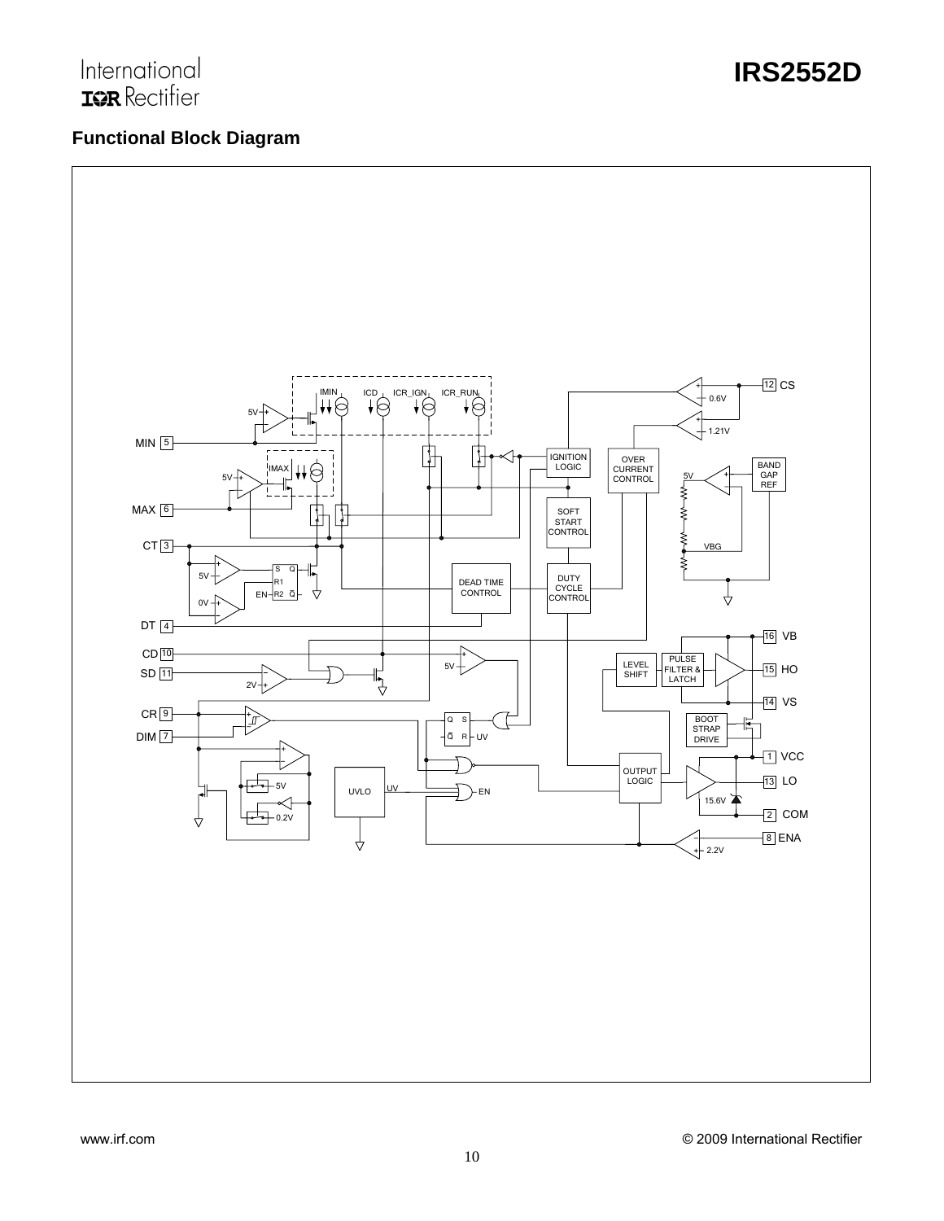## Functional Block Diagram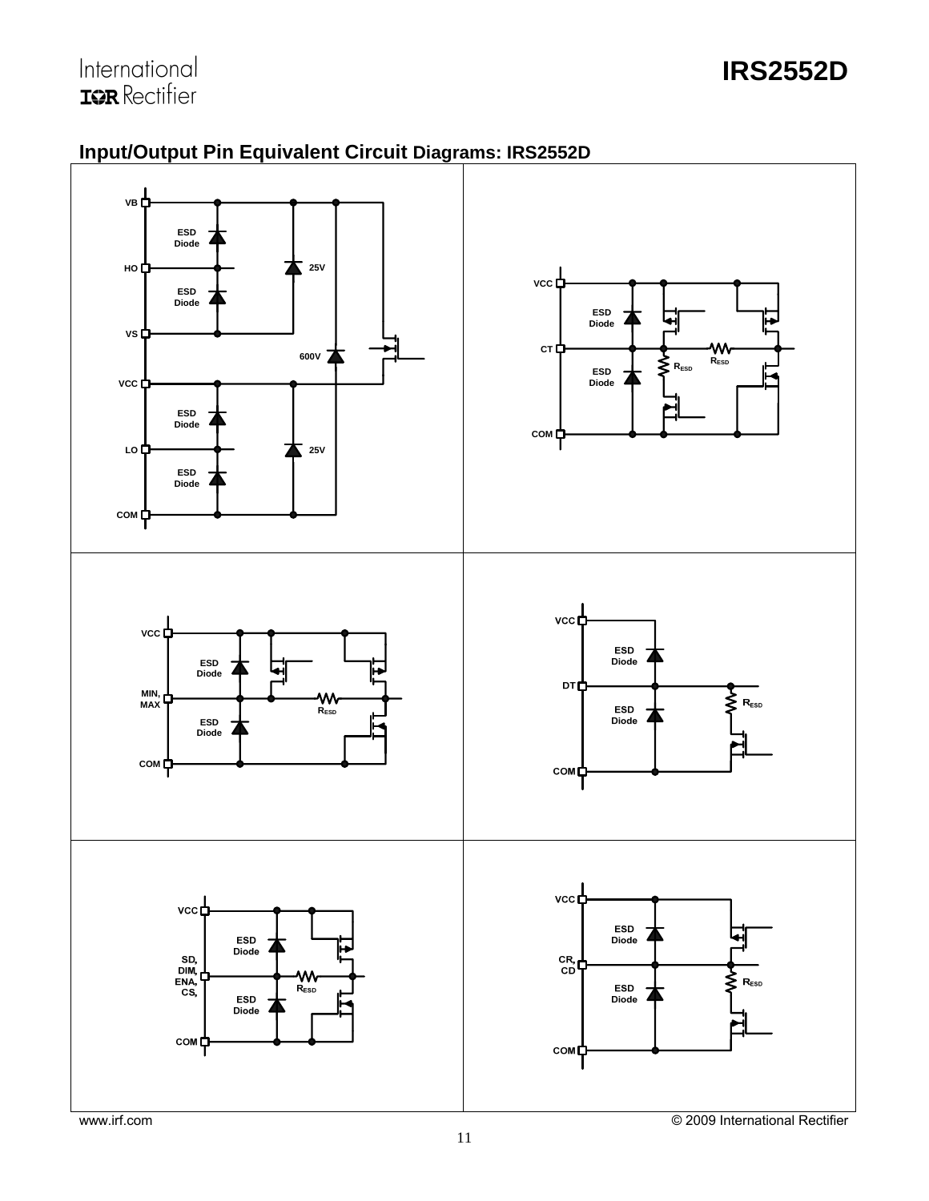## Input/Output Pin Equivalent Circuit Diagrams: IRS2552D

VB
ESD Diode
HO
ESD Diode
VS
25V
600V
VCC
ESD Diode
LO
ESD Diode
COM
25V

VCC
ESD Diode
CT
ESD Diode
$R_{ESD}$
$R_{ESD}$
COM

VCC
ESD Diode
MIN, MAX
ESD Diode
$R_{ESD}$
COM

VCC
ESD Diode
DT
ESD Diode
$R_{ESD}$
COM

VCC
ESD Diode
SD, DIM, ENA, CS,
ESD Diode
$R_{ESD}$
COM

VCC
ESD Diode
CR, CD
ESD Diode
$R_{ESD}$
COM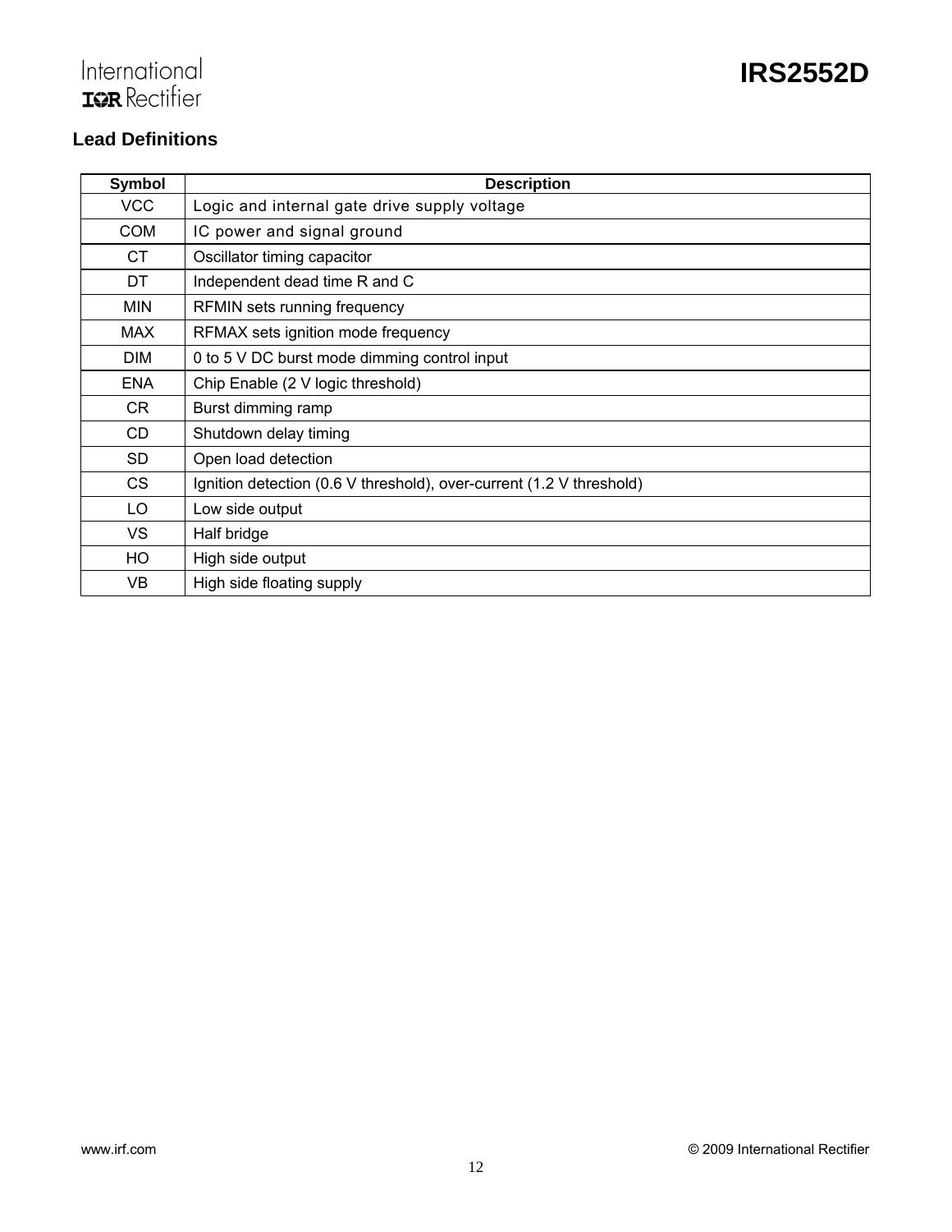## Lead Definitions

| Symbol | Description |
|---|---|
| VCC | Logic and internal gate drive supply voltage |
| COM | IC power and signal ground |
| CT | Oscillator timing capacitor |
| DT | Independent dead time R and C |
| MIN | RFMIN sets running frequency |
| MAX | RFMAX sets ignition mode frequency |
| DIM | 0 to 5 V DC burst mode dimming control input |
| ENA | Chip Enable (2 V logic threshold) |
| CR | Burst dimming ramp |
| CD | Shutdown delay timing |
| SD | Open load detection |
| CS | Ignition detection (0.6 V threshold), over-current (1.2 V threshold) |
| LO | Low side output |
| VS | Half bridge |
| HO | High side output |
| VB | High side floating supply |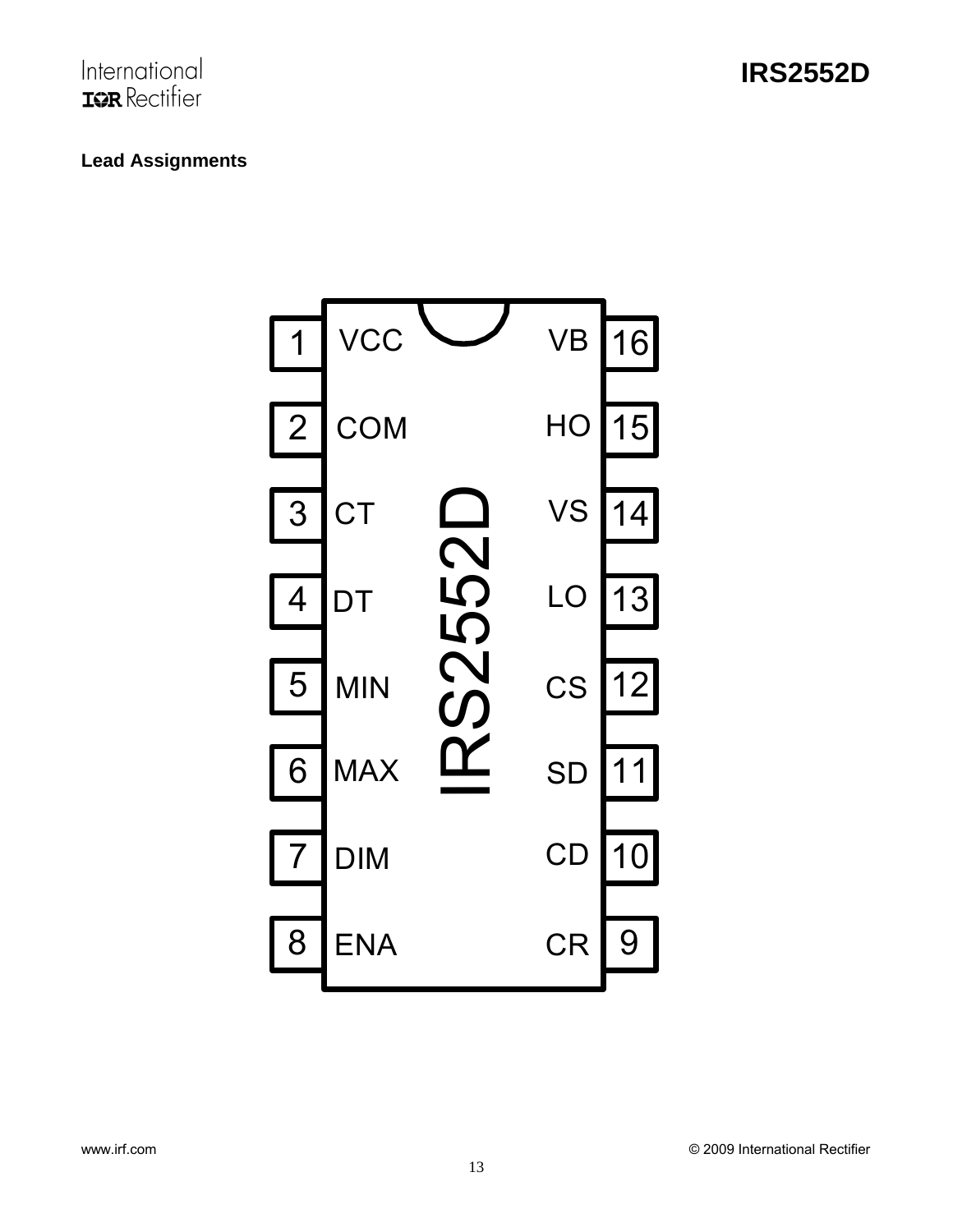**Lead Assignments**

| Pin | Name | Name | Pin |
|---|---|---|---|
| 1 | VCC | VB | 16 |
| 2 | COM | HO | 15 |
| 3 | CT | VS | 14 |
| 4 | DT | LO | 13 |
| 5 | MIN | CS | 12 |
| 6 | MAX | SD | 11 |
| 7 | DIM | CD | 10 |
| 8 | ENA | CR | 9 |

IRS2552D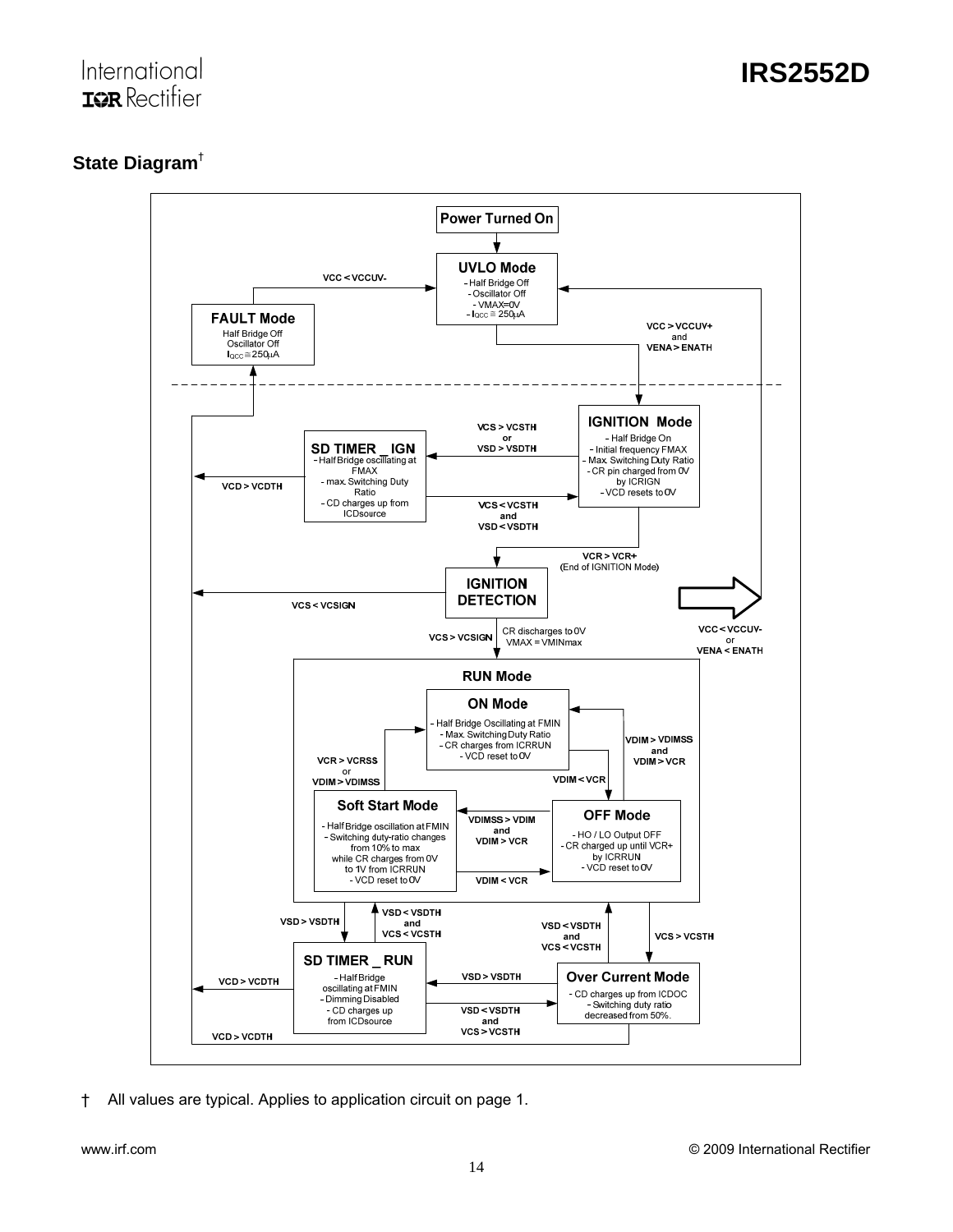## State Diagram†

**Power Turned On**

**UVLO Mode**
- Half Bridge Off
- Oscillator Off
- VMAX=0V
- $I_{QCC} \cong 250\mu A$

VCC > VCCUV+ and VENA > ENATH

**FAULT Mode**
Half Bridge Off
Oscillator Off
$I_{QCC} \cong 250\mu A$

VCC < VCCUV-

**IGNITION Mode**
- Half Bridge On
- Initial frequency FMAX
- Max. Switching Duty Ratio
- CR pin charged from 0V by ICRIGN
- VCD resets to 0V

VCS > VCSTH or VSD > VSDTH

**SD TIMER _ IGN**
- Half Bridge oscillating at FMAX
- max. Switching Duty Ratio
- CD charges up from ICDsource

VCS < VCSTH and VSD < VSDTH

VCD > VCDTH

VCR > VCR+ (End of IGNITION Mode)

**IGNITION DETECTION**

VCS < VCSIGN

VCS > VCSIGN: CR discharges to 0V, VMAX = VMINmax

VCC < VCCUV- or VENA < ENATH

**RUN Mode**

**ON Mode**
- Half Bridge Oscillating at FMIN
- Max. Switching Duty Ratio
- CR charges from ICRRUN
- VCD reset to 0V

VCR > VCRSS or VDIM > VDIMSS

VDIM > VDIMSS and VDIM > VCR

VDIM < VCR

**Soft Start Mode**
- Half Bridge oscillation at FMIN
- Switching duty-ratio changes from 10% to max while CR charges from 0V to 1V from ICRRUN
- VCD reset to 0V

VDIMSS > VDIM and VDIM > VCR

VDIM < VCR

**OFF Mode**
- HO / LO Output OFF
- CR charged up until VCR+ by ICRRUN
- VCD reset to 0V

VSD > VSDTH

VSD < VSDTH and VCS < VCSTH

VSD < VSDTH and VCS < VCSTH

VCS > VCSTH

**SD TIMER _ RUN**
- Half Bridge oscillating at FMIN
- Dimming Disabled
- CD charges up from ICDsource

VSD > VSDTH

VSD < VSDTH and VCS > VCSTH

**Over Current Mode**
- CD charges up from ICDOC
- Switching duty ratio decreased from 50%.

VCD > VCDTH

VCD > VCDTH

† All values are typical. Applies to application circuit on page 1.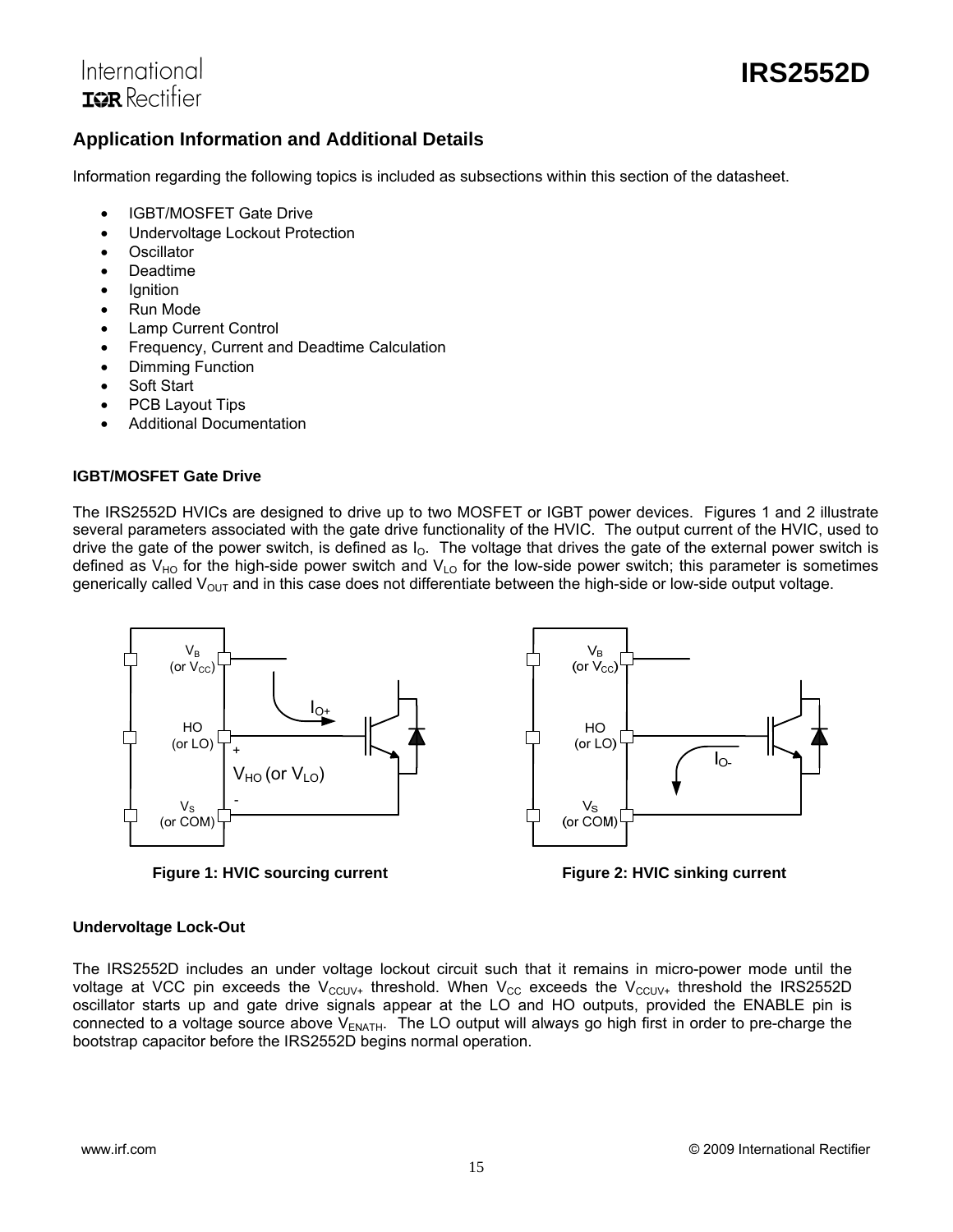## Application Information and Additional Details

Information regarding the following topics is included as subsections within this section of the datasheet.

- IGBT/MOSFET Gate Drive
- Undervoltage Lockout Protection
- Oscillator
- Deadtime
- Ignition
- Run Mode
- Lamp Current Control
- Frequency, Current and Deadtime Calculation
- Dimming Function
- Soft Start
- PCB Layout Tips
- Additional Documentation

### IGBT/MOSFET Gate Drive

The IRS2552D HVICs are designed to drive up to two MOSFET or IGBT power devices. Figures 1 and 2 illustrate several parameters associated with the gate drive functionality of the HVIC. The output current of the HVIC, used to drive the gate of the power switch, is defined as $I_O$. The voltage that drives the gate of the external power switch is defined as $V_{HO}$ for the high-side power switch and $V_{LO}$ for the low-side power switch; this parameter is sometimes generically called $V_{OUT}$ and in this case does not differentiate between the high-side or low-side output voltage.

Figure 1: HVIC sourcing current

Figure 2: HVIC sinking current

### Undervoltage Lock-Out

The IRS2552D includes an under voltage lockout circuit such that it remains in micro-power mode until the voltage at VCC pin exceeds the $V_{CCUV+}$ threshold. When $V_{CC}$ exceeds the $V_{CCUV+}$ threshold the IRS2552D oscillator starts up and gate drive signals appear at the LO and HO outputs, provided the ENABLE pin is connected to a voltage source above $V_{ENATH}$. The LO output will always go high first in order to pre-charge the bootstrap capacitor before the IRS2552D begins normal operation.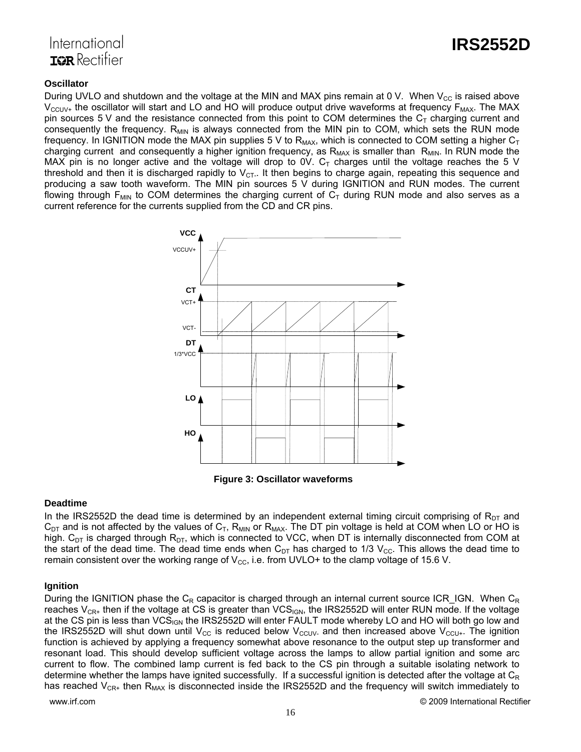### Oscillator

During UVLO and shutdown and the voltage at the MIN and MAX pins remain at 0 V. When $V_{CC}$ is raised above $V_{CCUV+}$ the oscillator will start and LO and HO will produce output drive waveforms at frequency $F_{MAX}$. The MAX pin sources 5 V and the resistance connected from this point to COM determines the $C_T$ charging current and consequently the frequency. $R_{MIN}$ is always connected from the MIN pin to COM, which sets the RUN mode frequency. In IGNITION mode the MAX pin supplies 5 V to $R_{MAX}$, which is connected to COM setting a higher $C_T$ charging current and consequently a higher ignition frequency, as $R_{MAX}$ is smaller than $R_{MIN}$. In RUN mode the MAX pin is no longer active and the voltage will drop to 0V. $C_T$ charges until the voltage reaches the 5 V threshold and then it is discharged rapidly to $V_{CT-}$. It then begins to charge again, repeating this sequence and producing a saw tooth waveform. The MIN pin sources 5 V during IGNITION and RUN modes. The current flowing through $F_{MIN}$ to COM determines the charging current of $C_T$ during RUN mode and also serves as a current reference for the currents supplied from the CD and CR pins.

**Figure 3: Oscillator waveforms**

### Deadtime

In the IRS2552D the dead time is determined by an independent external timing circuit comprising of $R_{DT}$ and $C_{DT}$ and is not affected by the values of $C_T$, $R_{MIN}$ or $R_{MAX}$. The DT pin voltage is held at COM when LO or HO is high. $C_{DT}$ is charged through $R_{DT}$, which is connected to VCC, when DT is internally disconnected from COM at the start of the dead time. The dead time ends when $C_{DT}$ has charged to 1/3 $V_{CC}$. This allows the dead time to remain consistent over the working range of $V_{CC}$, i.e. from UVLO+ to the clamp voltage of 15.6 V.

### Ignition

During the IGNITION phase the $C_R$ capacitor is charged through an internal current source ICR_IGN. When $C_R$ reaches $V_{CR+}$ then if the voltage at CS is greater than $VCS_{IGN}$, the IRS2552D will enter RUN mode. If the voltage at the CS pin is less than $VCS_{IGN}$ the IRS2552D will enter FAULT mode whereby LO and HO will both go low and the IRS2552D will shut down until $V_{CC}$ is reduced below $V_{CCUV-}$ and then increased above $V_{CCU+}$. The ignition function is achieved by applying a frequency somewhat above resonance to the output step up transformer and resonant load. This should develop sufficient voltage across the lamps to allow partial ignition and some arc current to flow. The combined lamp current is fed back to the CS pin through a suitable isolating network to determine whether the lamps have ignited successfully. If a successful ignition is detected after the voltage at $C_R$ has reached $V_{CR+}$ then $R_{MAX}$ is disconnected inside the IRS2552D and the frequency will switch immediately to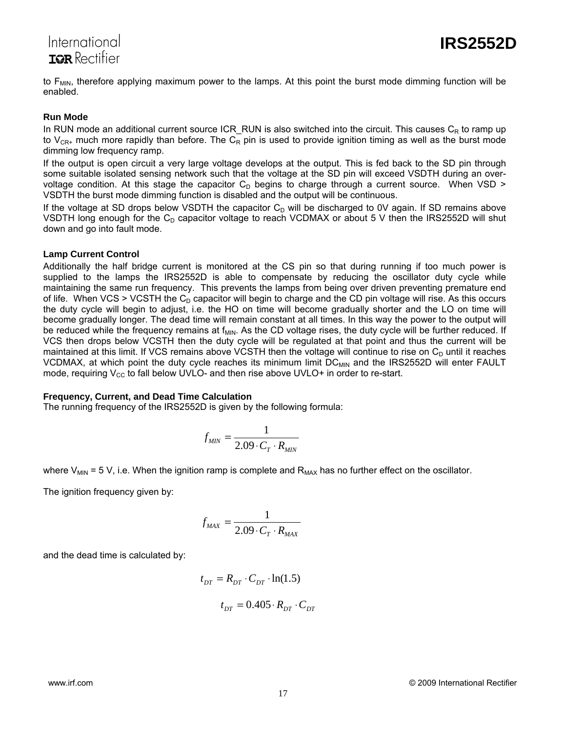to $F_{MIN}$, therefore applying maximum power to the lamps. At this point the burst mode dimming function will be enabled.

### Run Mode

In RUN mode an additional current source ICR_RUN is also switched into the circuit. This causes $C_R$ to ramp up to $V_{CR+}$ much more rapidly than before. The $C_R$ pin is used to provide ignition timing as well as the burst mode dimming low frequency ramp.

If the output is open circuit a very large voltage develops at the output. This is fed back to the SD pin through some suitable isolated sensing network such that the voltage at the SD pin will exceed VSDTH during an over-voltage condition. At this stage the capacitor $C_D$ begins to charge through a current source. When VSD > VSDTH the burst mode dimming function is disabled and the output will be continuous.

If the voltage at SD drops below VSDTH the capacitor $C_D$ will be discharged to 0V again. If SD remains above VSDTH long enough for the $C_D$ capacitor voltage to reach VCDMAX or about 5 V then the IRS2552D will shut down and go into fault mode.

### Lamp Current Control

Additionally the half bridge current is monitored at the CS pin so that during running if too much power is supplied to the lamps the IRS2552D is able to compensate by reducing the oscillator duty cycle while maintaining the same run frequency. This prevents the lamps from being over driven preventing premature end of life. When VCS > VCSTH the $C_D$ capacitor will begin to charge and the CD pin voltage will rise. As this occurs the duty cycle will begin to adjust, i.e. the HO on time will become gradually shorter and the LO on time will become gradually longer. The dead time will remain constant at all times. In this way the power to the output will be reduced while the frequency remains at $f_{MIN}$. As the CD voltage rises, the duty cycle will be further reduced. If VCS then drops below VCSTH then the duty cycle will be regulated at that point and thus the current will be maintained at this limit. If VCS remains above VCSTH then the voltage will continue to rise on $C_D$ until it reaches VCDMAX, at which point the duty cycle reaches its minimum limit $DC_{MIN}$ and the IRS2552D will enter FAULT mode, requiring $V_{CC}$ to fall below UVLO- and then rise above UVLO+ in order to re-start.

### Frequency, Current, and Dead Time Calculation

The running frequency of the IRS2552D is given by the following formula:

$$f_{MIN} = \frac{1}{2.09 \cdot C_T \cdot R_{MIN}}$$

where $V_{MIN}$ = 5 V, i.e. When the ignition ramp is complete and $R_{MAX}$ has no further effect on the oscillator.

The ignition frequency given by:

$$f_{MAX} = \frac{1}{2.09 \cdot C_T \cdot R_{MAX}}$$

and the dead time is calculated by:

$$t_{DT} = R_{DT} \cdot C_{DT} \cdot \ln(1.5)$$

$$t_{DT} = 0.405 \cdot R_{DT} \cdot C_{DT}$$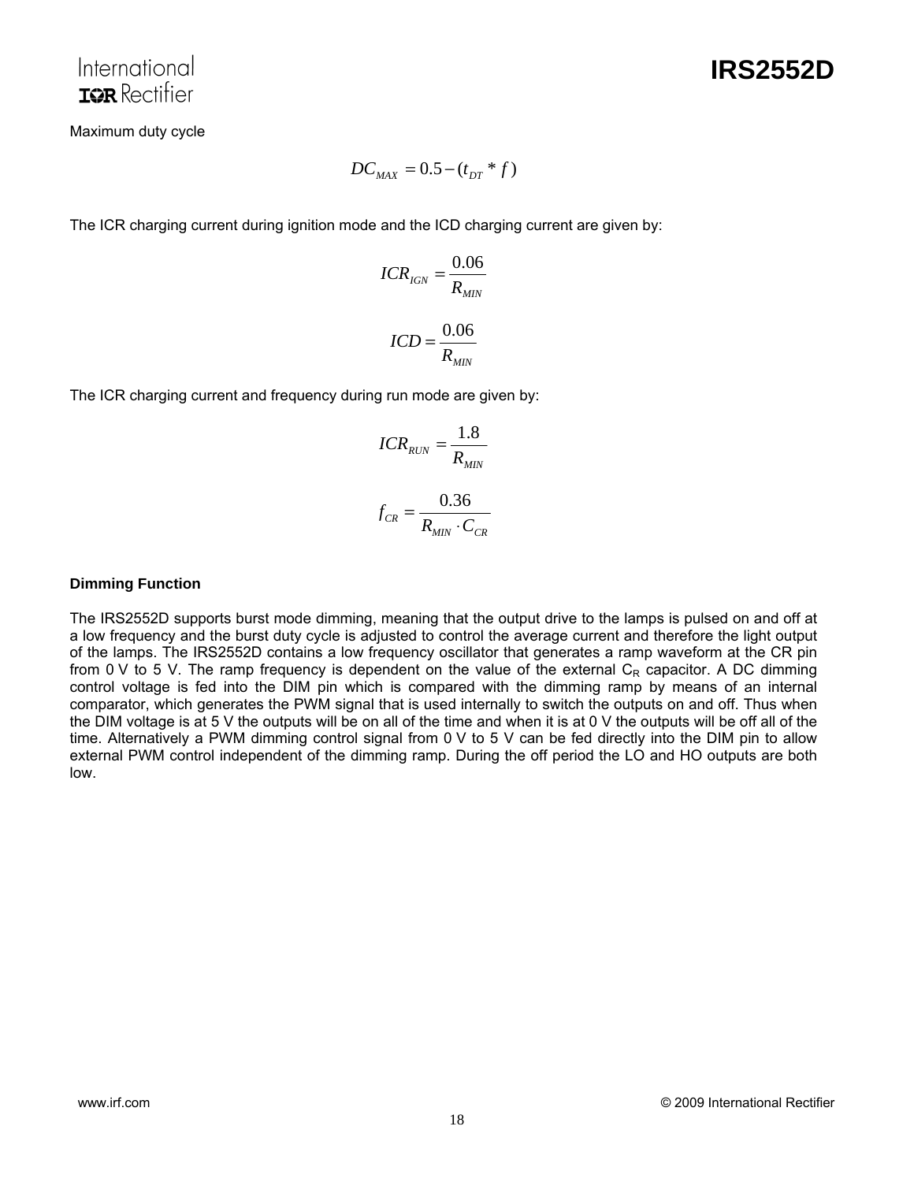Maximum duty cycle

$$DC_{MAX} = 0.5 - (t_{DT} * f)$$

The ICR charging current during ignition mode and the ICD charging current are given by:

$$ICR_{IGN} = \frac{0.06}{R_{MIN}}$$

$$ICD = \frac{0.06}{R_{MIN}}$$

The ICR charging current and frequency during run mode are given by:

$$ICR_{RUN} = \frac{1.8}{R_{MIN}}$$

$$f_{CR} = \frac{0.36}{R_{MIN} \cdot C_{CR}}$$

**Dimming Function**

The IRS2552D supports burst mode dimming, meaning that the output drive to the lamps is pulsed on and off at a low frequency and the burst duty cycle is adjusted to control the average current and therefore the light output of the lamps. The IRS2552D contains a low frequency oscillator that generates a ramp waveform at the CR pin from 0 V to 5 V. The ramp frequency is dependent on the value of the external $C_R$ capacitor. A DC dimming control voltage is fed into the DIM pin which is compared with the dimming ramp by means of an internal comparator, which generates the PWM signal that is used internally to switch the outputs on and off. Thus when the DIM voltage is at 5 V the outputs will be on all of the time and when it is at 0 V the outputs will be off all of the time. Alternatively a PWM dimming control signal from 0 V to 5 V can be fed directly into the DIM pin to allow external PWM control independent of the dimming ramp. During the off period the LO and HO outputs are both low.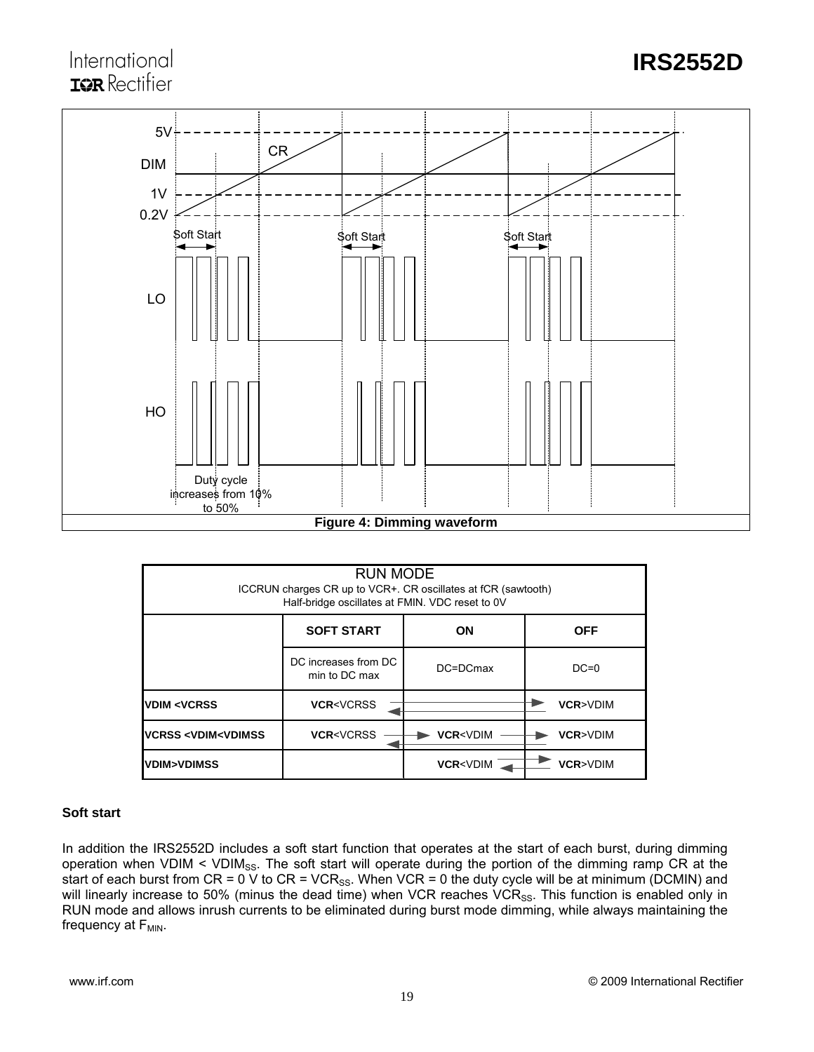Figure 4: Dimming waveform

| RUN MODE<br>ICCRUN charges CR up to VCR+. CR oscillates at fCR (sawtooth)<br>Half-bridge oscillates at FMIN. VDC reset to 0V | | | |
|---|---|---|---|
| | **SOFT START** | **ON** | **OFF** |
| | DC increases from DC min to DC max | DC=DCmax | DC=0 |
| **VDIM <VCRSS** | **VCR**<VCRSS | | **VCR**>VDIM |
| **VCRSS <VDIM<VDIMSS** | **VCR**<VCRSS | **VCR**<VDIM | **VCR**>VDIM |
| **VDIM>VDIMSS** | | **VCR**<VDIM | **VCR**>VDIM |

**Soft start**

In addition the IRS2552D includes a soft start function that operates at the start of each burst, during dimming operation when VDIM < $VDIM_{SS}$. The soft start will operate during the portion of the dimming ramp CR at the start of each burst from CR = 0 V to CR = $VCR_{SS}$. When VCR = 0 the duty cycle will be at minimum (DCMIN) and will linearly increase to 50% (minus the dead time) when VCR reaches $VCR_{SS}$. This function is enabled only in RUN mode and allows inrush currents to be eliminated during burst mode dimming, while always maintaining the frequency at $F_{MIN}$.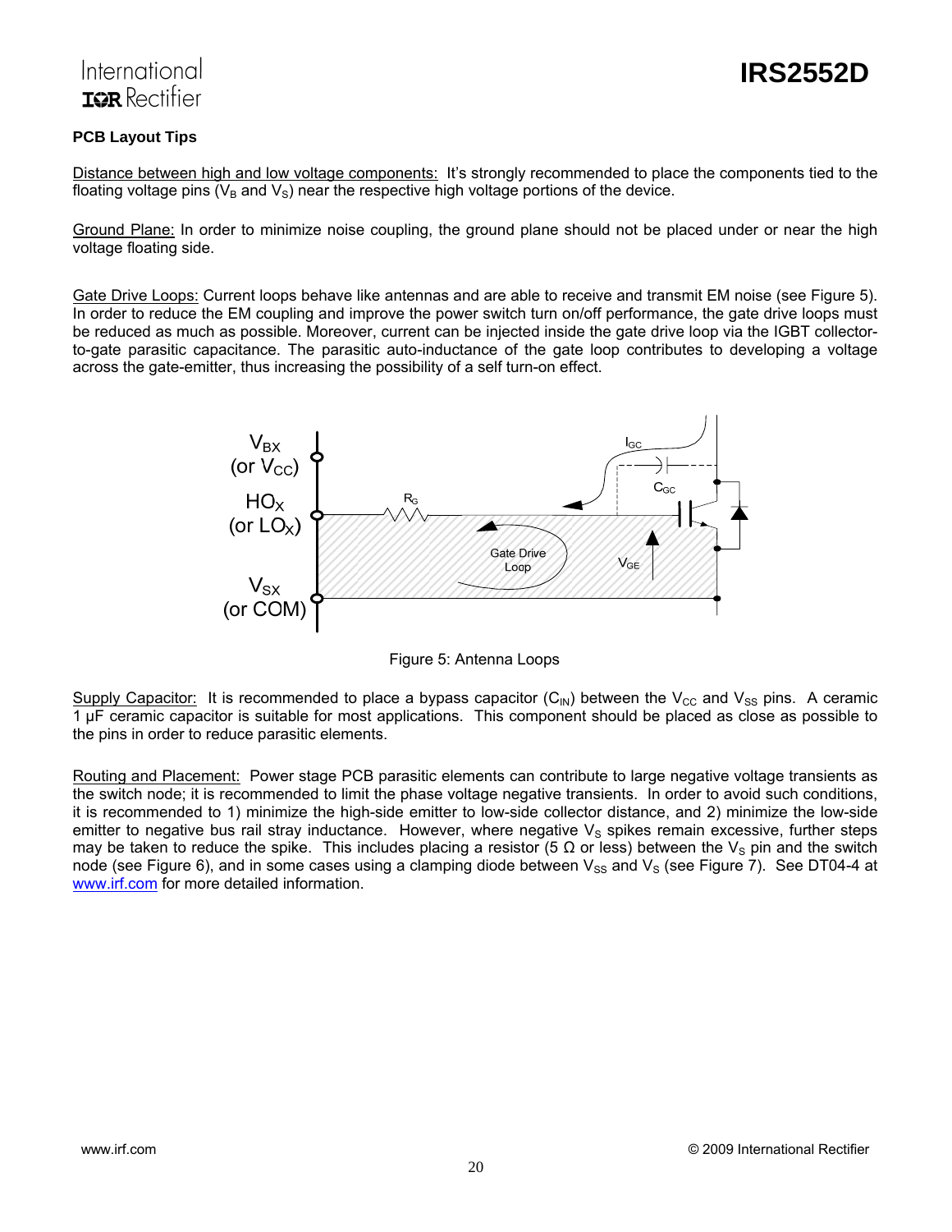### PCB Layout Tips

Distance between high and low voltage components: It's strongly recommended to place the components tied to the floating voltage pins ($V_B$ and $V_S$) near the respective high voltage portions of the device.

Ground Plane: In order to minimize noise coupling, the ground plane should not be placed under or near the high voltage floating side.

Gate Drive Loops: Current loops behave like antennas and are able to receive and transmit EM noise (see Figure 5). In order to reduce the EM coupling and improve the power switch turn on/off performance, the gate drive loops must be reduced as much as possible. Moreover, current can be injected inside the gate drive loop via the IGBT collector-to-gate parasitic capacitance. The parasitic auto-inductance of the gate loop contributes to developing a voltage across the gate-emitter, thus increasing the possibility of a self turn-on effect.

Figure 5: Antenna Loops

Supply Capacitor: It is recommended to place a bypass capacitor ($C_{IN}$) between the $V_{CC}$ and $V_{SS}$ pins. A ceramic 1 µF ceramic capacitor is suitable for most applications. This component should be placed as close as possible to the pins in order to reduce parasitic elements.

Routing and Placement: Power stage PCB parasitic elements can contribute to large negative voltage transients as the switch node; it is recommended to limit the phase voltage negative transients. In order to avoid such conditions, it is recommended to 1) minimize the high-side emitter to low-side collector distance, and 2) minimize the low-side emitter to negative bus rail stray inductance. However, where negative $V_S$ spikes remain excessive, further steps may be taken to reduce the spike. This includes placing a resistor (5 Ω or less) between the $V_S$ pin and the switch node (see Figure 6), and in some cases using a clamping diode between $V_{SS}$ and $V_S$ (see Figure 7). See DT04-4 at www.irf.com for more detailed information.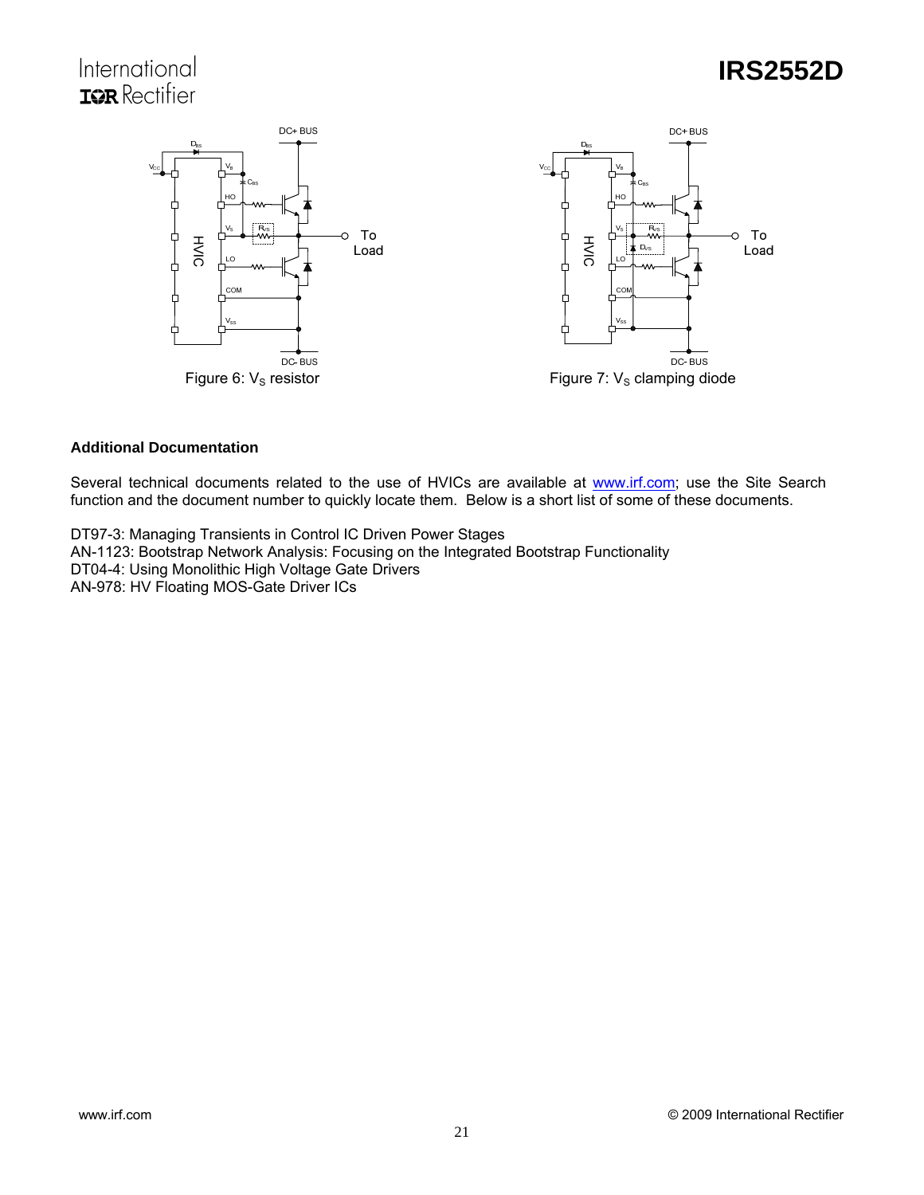Figure 6: $V_S$ resistor

Figure 7: $V_S$ clamping diode

**Additional Documentation**

Several technical documents related to the use of HVICs are available at www.irf.com; use the Site Search function and the document number to quickly locate them. Below is a short list of some of these documents.

DT97-3: Managing Transients in Control IC Driven Power Stages
AN-1123: Bootstrap Network Analysis: Focusing on the Integrated Bootstrap Functionality
DT04-4: Using Monolithic High Voltage Gate Drivers
AN-978: HV Floating MOS-Gate Driver ICs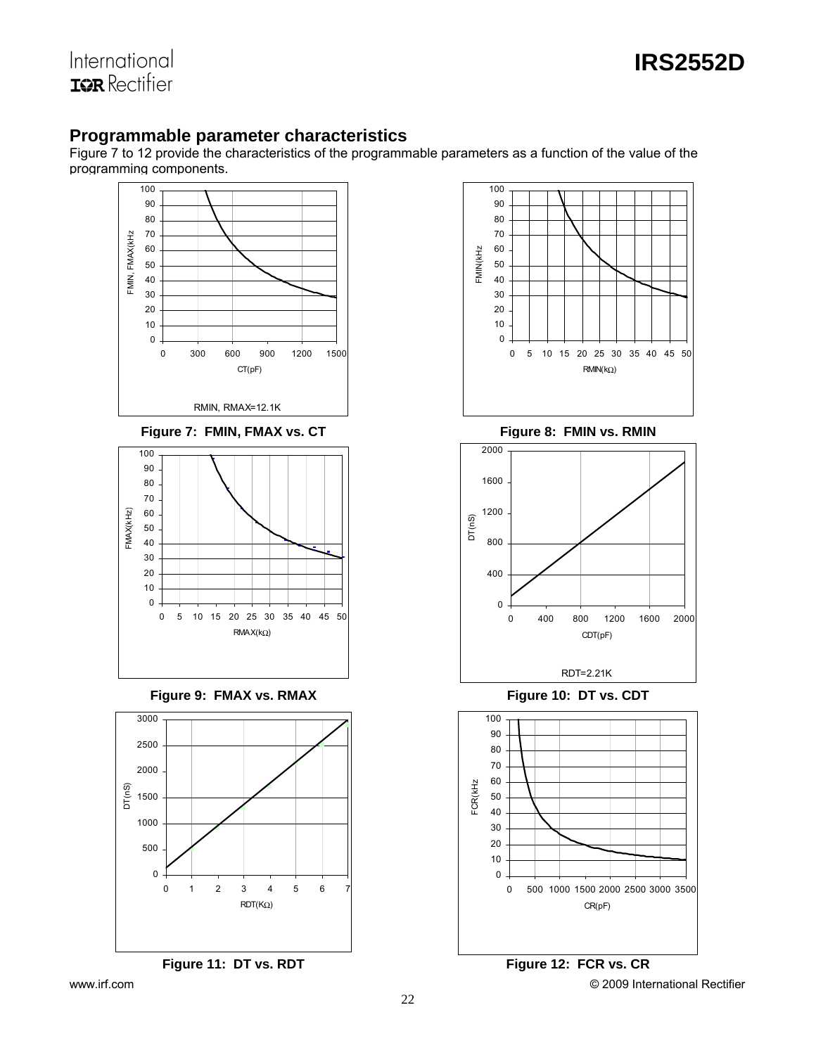## Programmable parameter characteristics

Figure 7 to 12 provide the characteristics of the programmable parameters as a function of the value of the programming components.

RMIN, RMAX=12.1K

**Figure 7: FMIN, FMAX vs. CT**

**Figure 8: FMIN vs. RMIN**

RDT=2.21K

**Figure 9: FMAX vs. RMAX**

**Figure 10: DT vs. CDT**

**Figure 11: DT vs. RDT**

**Figure 12: FCR vs. CR**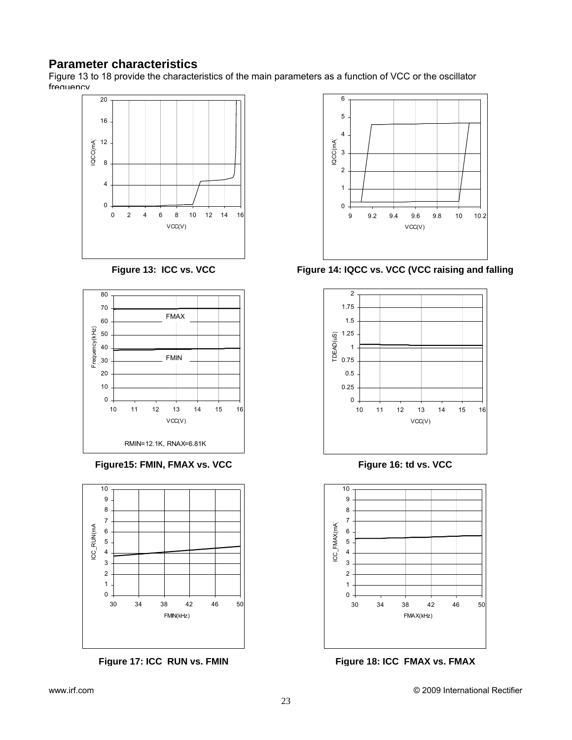## Parameter characteristics

Figure 13 to 18 provide the characteristics of the main parameters as a function of VCC or the oscillator frequency

**Figure 13: ICC vs. VCC**

**Figure 14: IQCC vs. VCC (VCC raising and falling**

RMIN=12.1K, RNAX=6.81K

**Figure15: FMIN, FMAX vs. VCC**

**Figure 16: td vs. VCC**

**Figure 17: ICC RUN vs. FMIN**

**Figure 18: ICC FMAX vs. FMAX**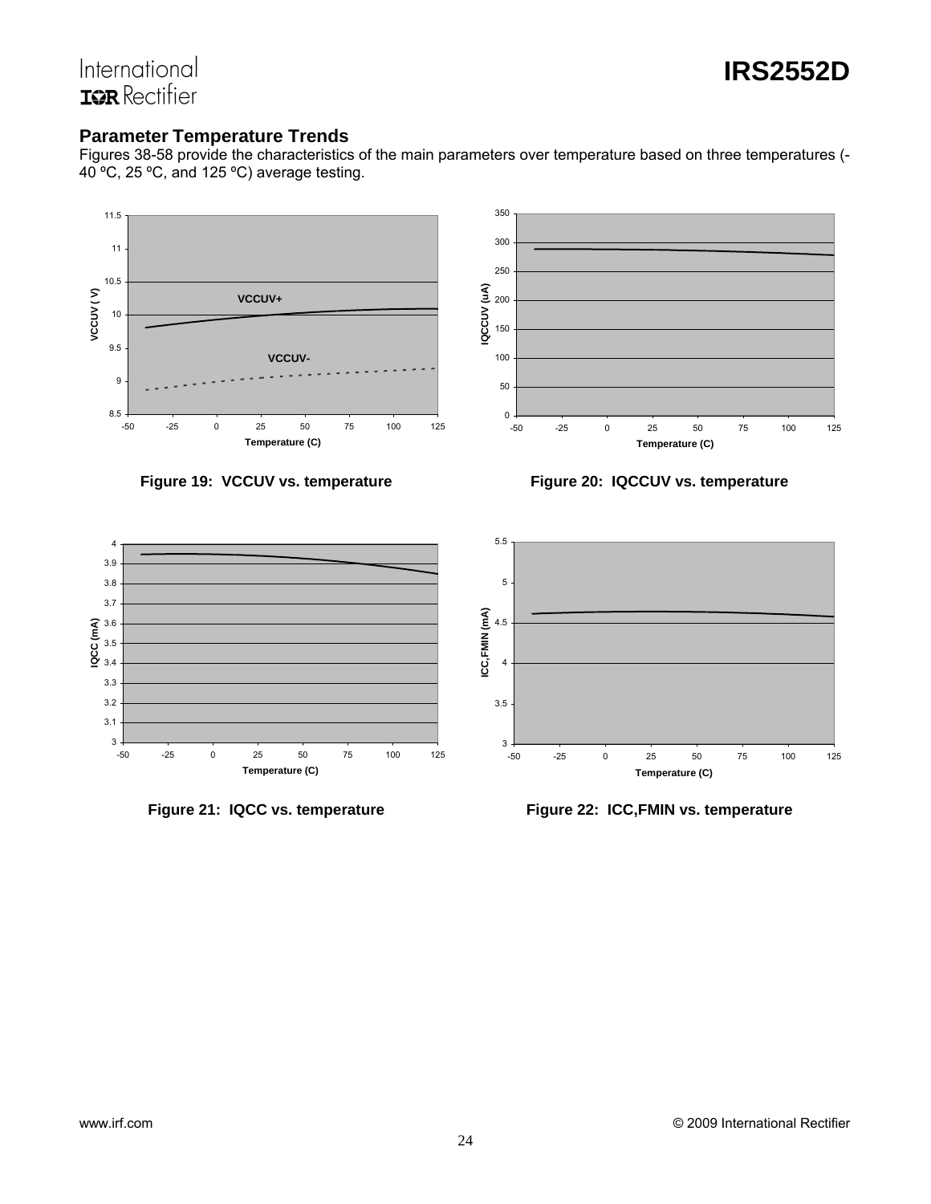## Parameter Temperature Trends

Figures 38-58 provide the characteristics of the main parameters over temperature based on three temperatures (-40 ºC, 25 ºC, and 125 ºC) average testing.

**Figure 19: VCCUV vs. temperature**

**Figure 20: IQCCUV vs. temperature**

**Figure 21: IQCC vs. temperature**

**Figure 22: ICC,FMIN vs. temperature**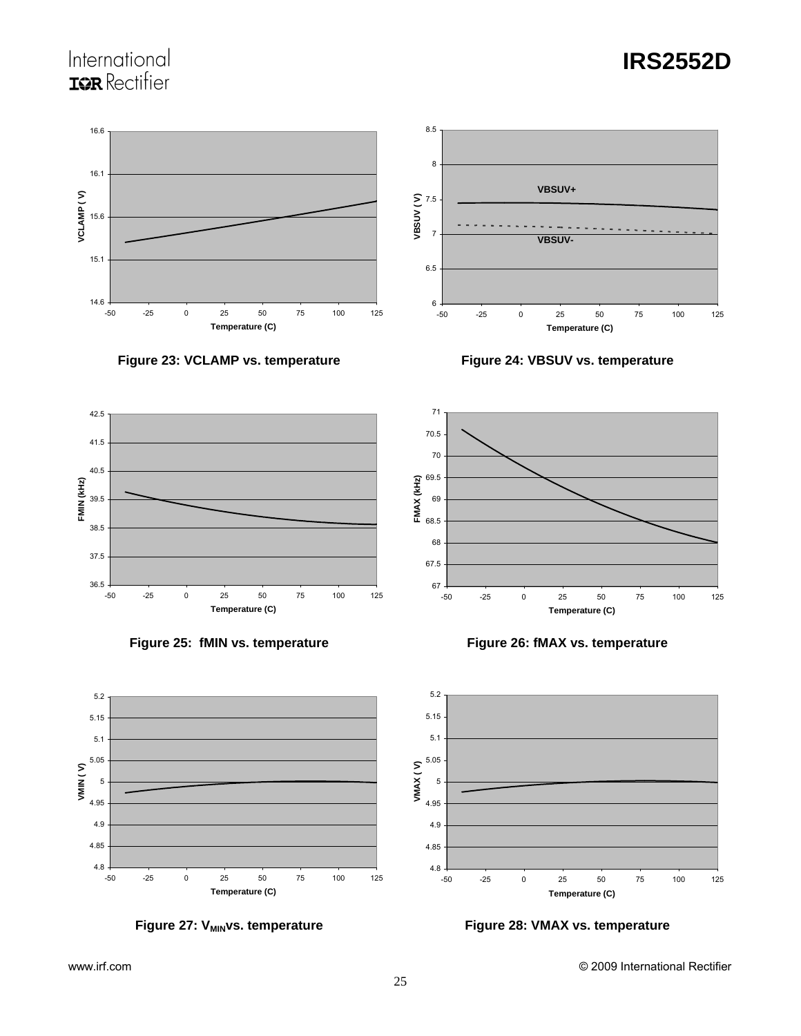Figure 23: VCLAMP vs. temperature

Figure 24: VBSUV vs. temperature

Figure 25: fMIN vs. temperature

Figure 26: fMAX vs. temperature

Figure 27: $V_{MIN}$vs. temperature

Figure 28: VMAX vs. temperature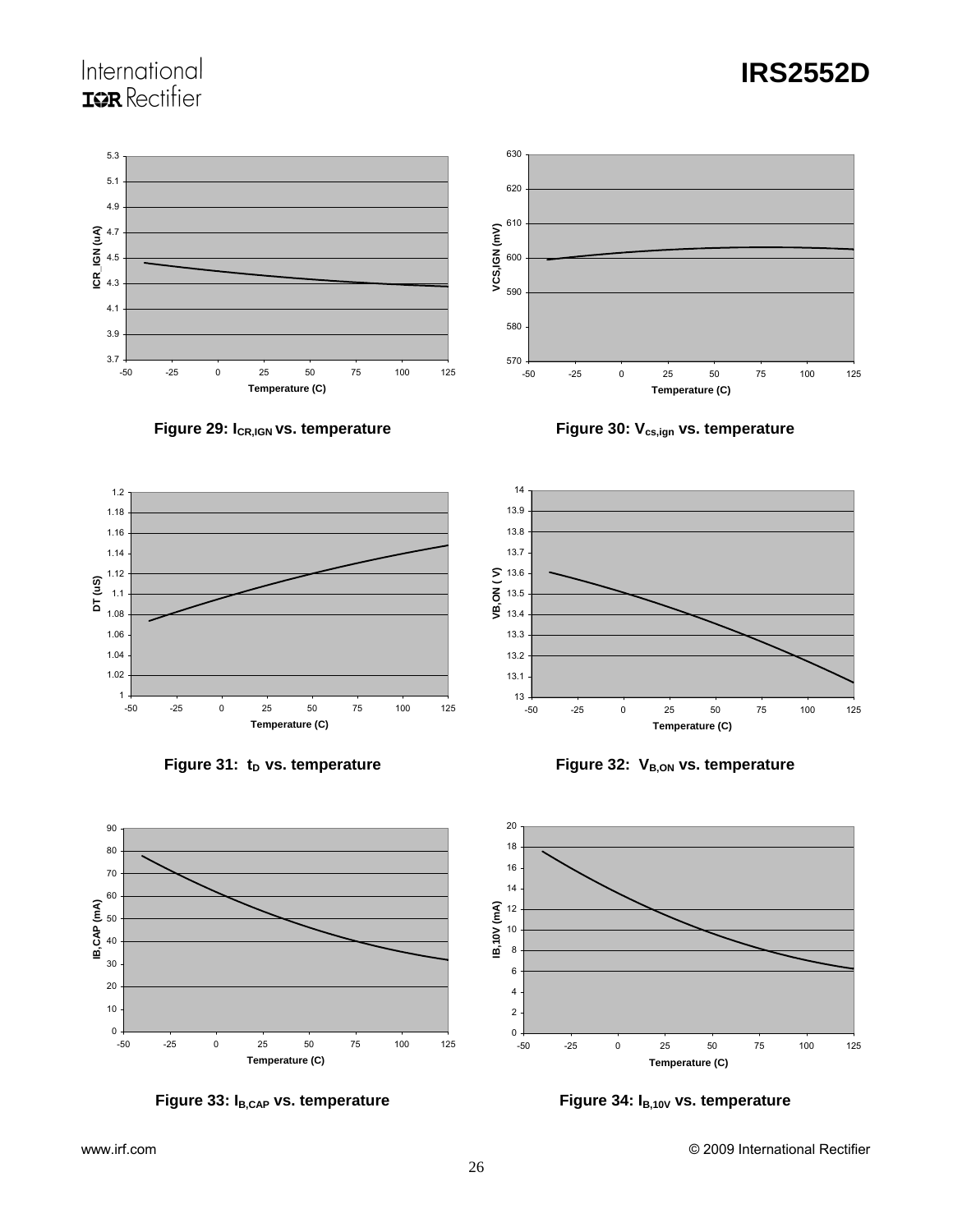Figure 29: $I_{CR,IGN}$ vs. temperature

Figure 30: $V_{cs,ign}$ vs. temperature

Figure 31: $t_D$ vs. temperature

Figure 32: $V_{B,ON}$ vs. temperature

Figure 33: $I_{B,CAP}$ vs. temperature

Figure 34: $I_{B,10V}$ vs. temperature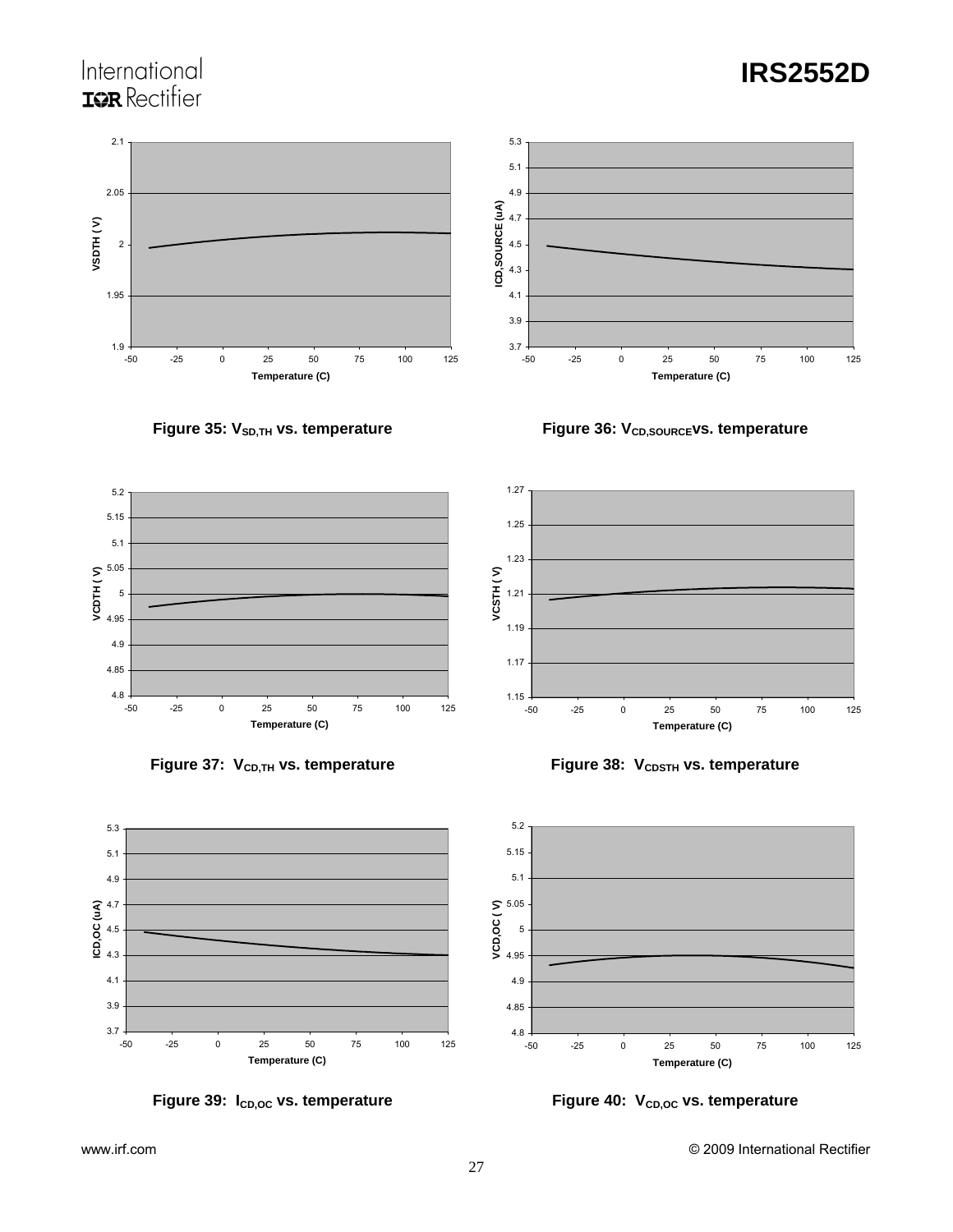Figure 35: $V_{SD,TH}$ vs. temperature

Figure 36: $V_{CD,SOURCE}$vs. temperature

Figure 37: $V_{CD,TH}$ vs. temperature

Figure 38: $V_{CDSTH}$ vs. temperature

Figure 39: $I_{CD,OC}$ vs. temperature

Figure 40: $V_{CD,OC}$ vs. temperature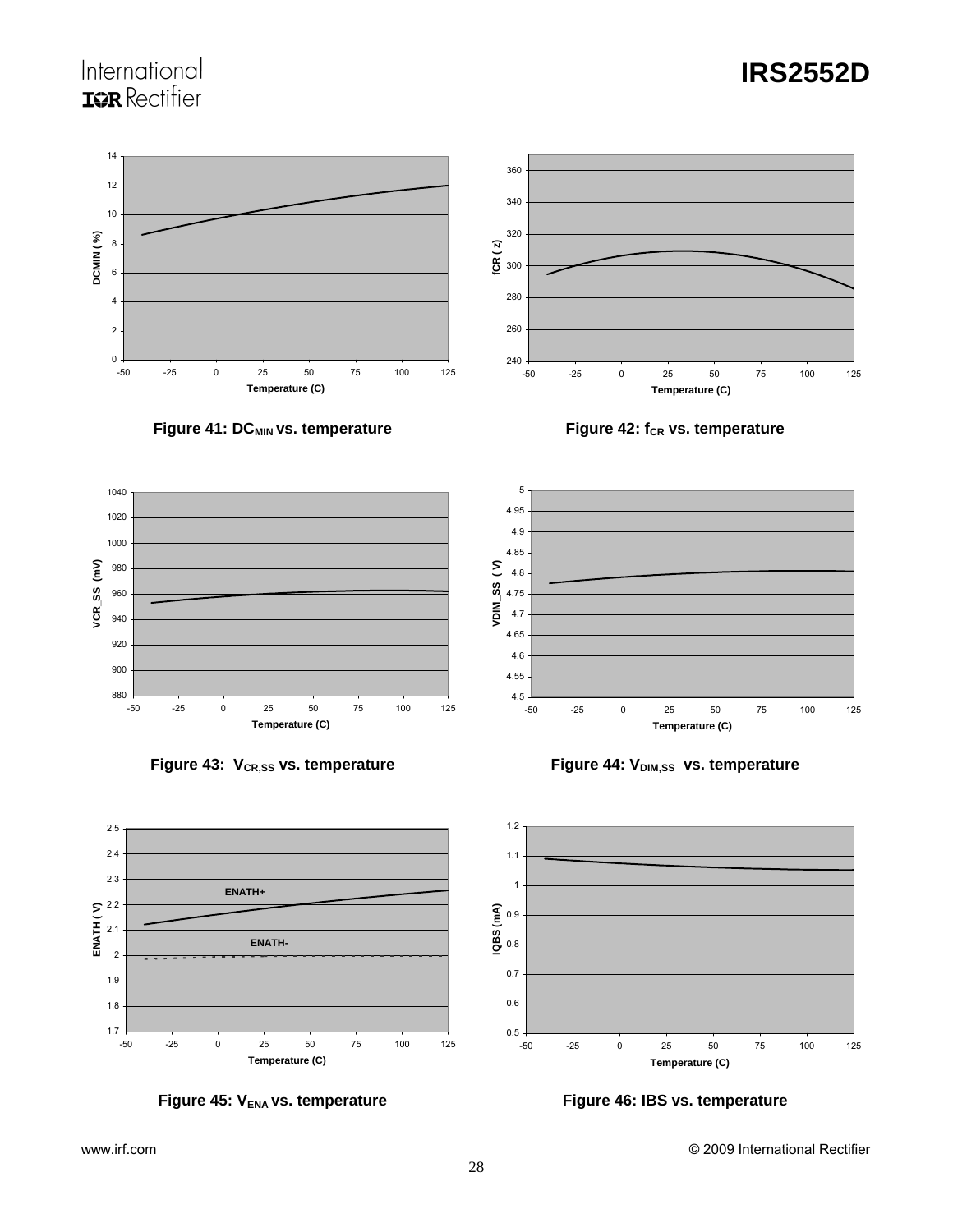Figure 41: $DC_{MIN}$ vs. temperature

Figure 42: $f_{CR}$ vs. temperature

Figure 43: $V_{CR,SS}$ vs. temperature

Figure 44: $V_{DIM,SS}$ vs. temperature

Figure 45: $V_{ENA}$ vs. temperature

Figure 46: IBS vs. temperature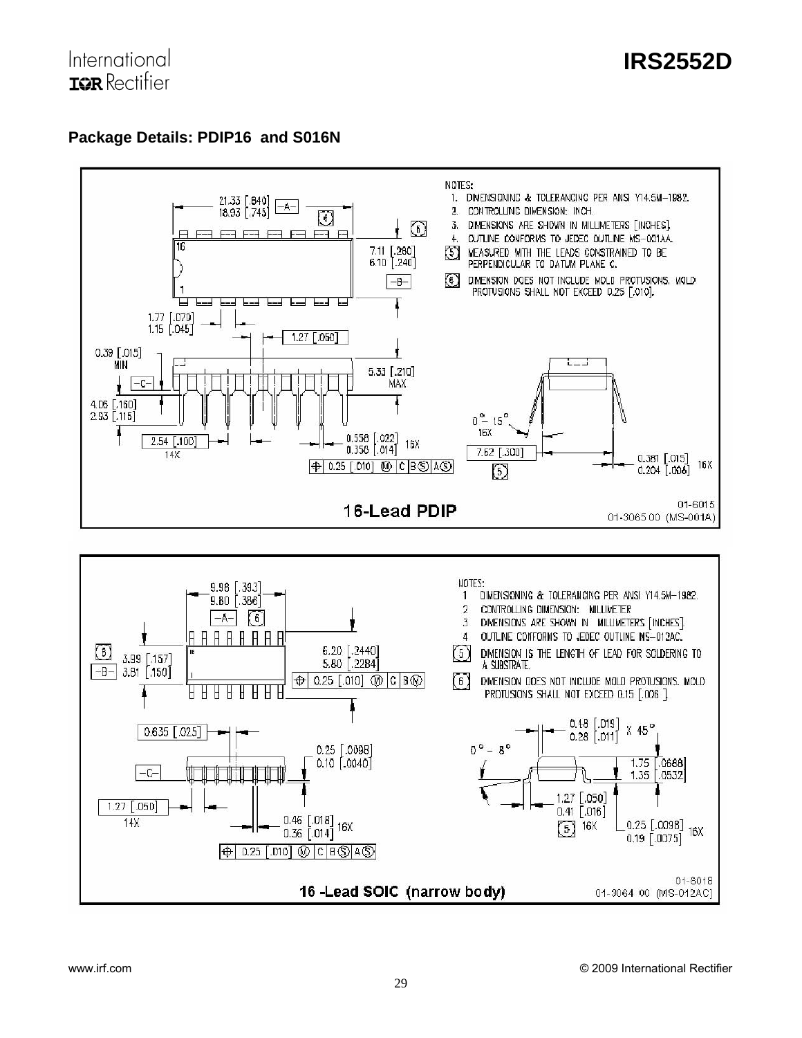## Package Details: PDIP16 and S016N

NOTES:
1. DIMENSIONING & TOLERANCING PER ANSI Y14.5M-1982.
2. CONTROLLING DIMENSION: INCH.
3. DIMENSIONS ARE SHOWN IN MILLIMETERS [INCHES].
4. OUTLINE CONFORMS TO JEDEC OUTLINE MS-001AA.
5. MEASURED WITH THE LEADS CONSTRAINED TO BE PERPENDICULAR TO DATUM PLANE C.
6. DIMENSION DOES NOT INCLUDE MOLD PROTUSIONS. MOLD PROTUSIONS SHALL NOT EXCEED 0.25 [.010].

21.33 [.840]
18.93 [.745]

7.11 [.280]
6.10 [.240]

1.77 [.070]
1.15 [.045]

1.27 [.050]

0.39 [.015] MIN

5.33 [.210] MAX

4.06 [.160]
2.93 [.115]

2.54 [.100] 14X

0.558 [.022]
0.356 [.014] 16X

0.25 [.010] Ⓜ C B Ⓢ A Ⓢ

0° - 15° 16X

7.62 [.300]

0.381 [.015]
0.204 [.008] 16X

**16-Lead PDIP**

01-6015
01-3065 00 (MS-001A)

NOTES:
1. DIMENSIONING & TOLERANCING PER ANSI Y14.5M-1982.
2. CONTROLLING DIMENSION: MILLIMETER
3. DIMENSIONS ARE SHOWN IN MILLIMETERS [INCHES].
4. OUTLINE CONFORMS TO JEDEC OUTLINE MS-012AC.
5. DIMENSION IS THE LENGTH OF LEAD FOR SOLDERING TO A SUBSTRATE.
6. DIMENSION DOES NOT INCLUDE MOLD PROTUSIONS. MOLD PROTUSIONS SHALL NOT EXCEED 0.15 [.006].

9.98 [.393]
9.80 [.386]

3.99 [.157]
3.81 [.150]

6.20 [.2440]
5.80 [.2284]

0.25 [.010] Ⓜ C B Ⓜ

0.635 [.025]

0.25 [.0098]
0.10 [.0040]

1.27 [.050] 14X

0.46 [.018]
0.36 [.014] 16X

0.25 [.010] Ⓜ C B Ⓢ A Ⓢ

0.48 [.019]
0.28 [.011] X 45°

0° - 8°

1.75 [.0688]
1.35 [.0532]

1.27 [.050]
0.41 [.016] 16X

0.25 [.0098]
0.19 [.0075] 16X

**16 -Lead SOIC (narrow body)**

01-6018
01-3064 00 (MS-012AC)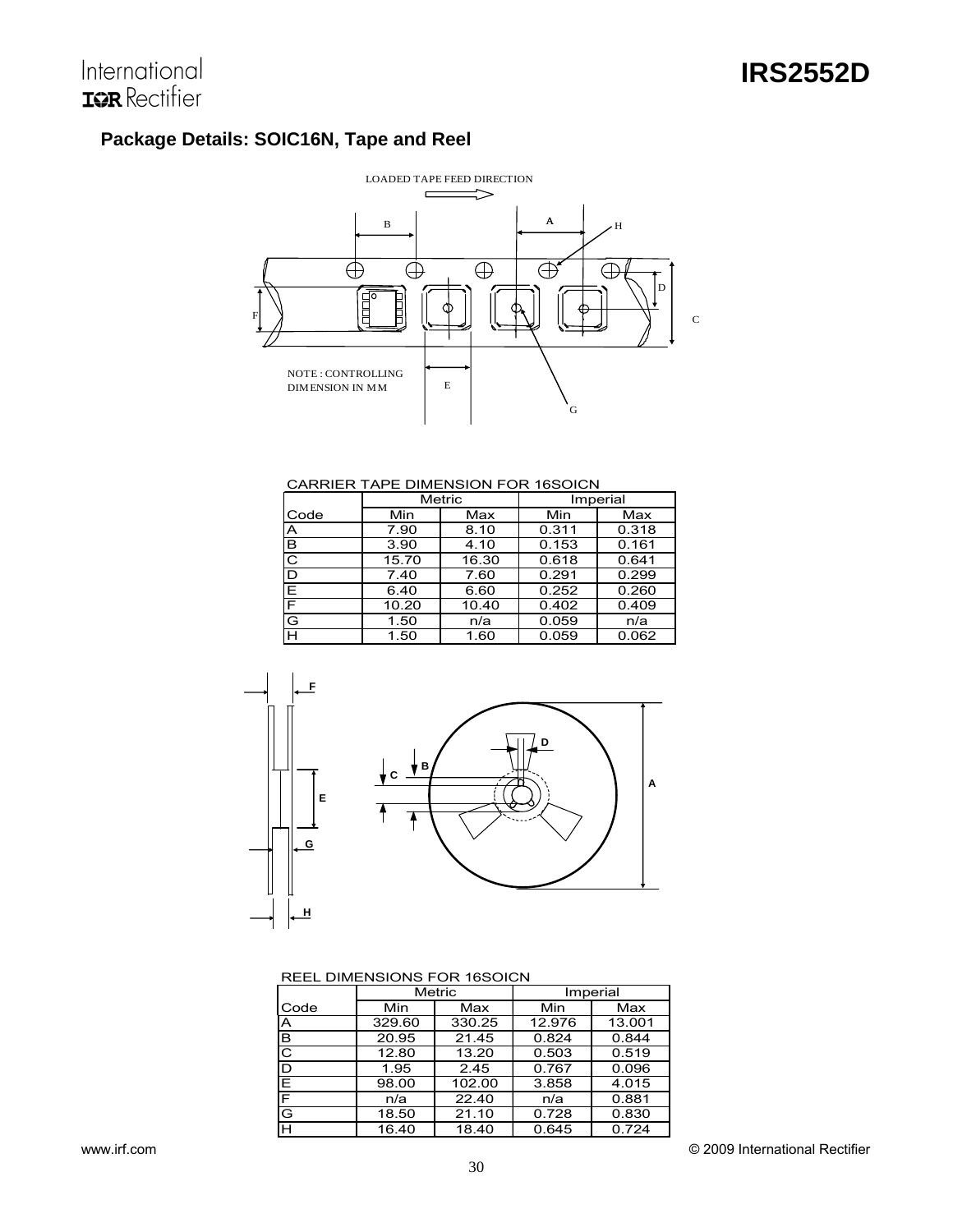## Package Details: SOIC16N, Tape and Reel

LOADED TAPE FEED DIRECTION

NOTE : CONTROLLING DIMENSION IN MM

CARRIER TAPE DIMENSION FOR 16SOICN

| | Metric | | Imperial | |
|---|---|---|---|---|
| Code | Min | Max | Min | Max |
| A | 7.90 | 8.10 | 0.311 | 0.318 |
| B | 3.90 | 4.10 | 0.153 | 0.161 |
| C | 15.70 | 16.30 | 0.618 | 0.641 |
| D | 7.40 | 7.60 | 0.291 | 0.299 |
| E | 6.40 | 6.60 | 0.252 | 0.260 |
| F | 10.20 | 10.40 | 0.402 | 0.409 |
| G | 1.50 | n/a | 0.059 | n/a |
| H | 1.50 | 1.60 | 0.059 | 0.062 |

REEL DIMENSIONS FOR 16SOICN

| | Metric | | Imperial | |
|---|---|---|---|---|
| Code | Min | Max | Min | Max |
| A | 329.60 | 330.25 | 12.976 | 13.001 |
| B | 20.95 | 21.45 | 0.824 | 0.844 |
| C | 12.80 | 13.20 | 0.503 | 0.519 |
| D | 1.95 | 2.45 | 0.767 | 0.096 |
| E | 98.00 | 102.00 | 3.858 | 4.015 |
| F | n/a | 22.40 | n/a | 0.881 |
| G | 18.50 | 21.10 | 0.728 | 0.830 |
| H | 16.40 | 18.40 | 0.645 | 0.724 |

www.irf.com © 2009 International Rectifier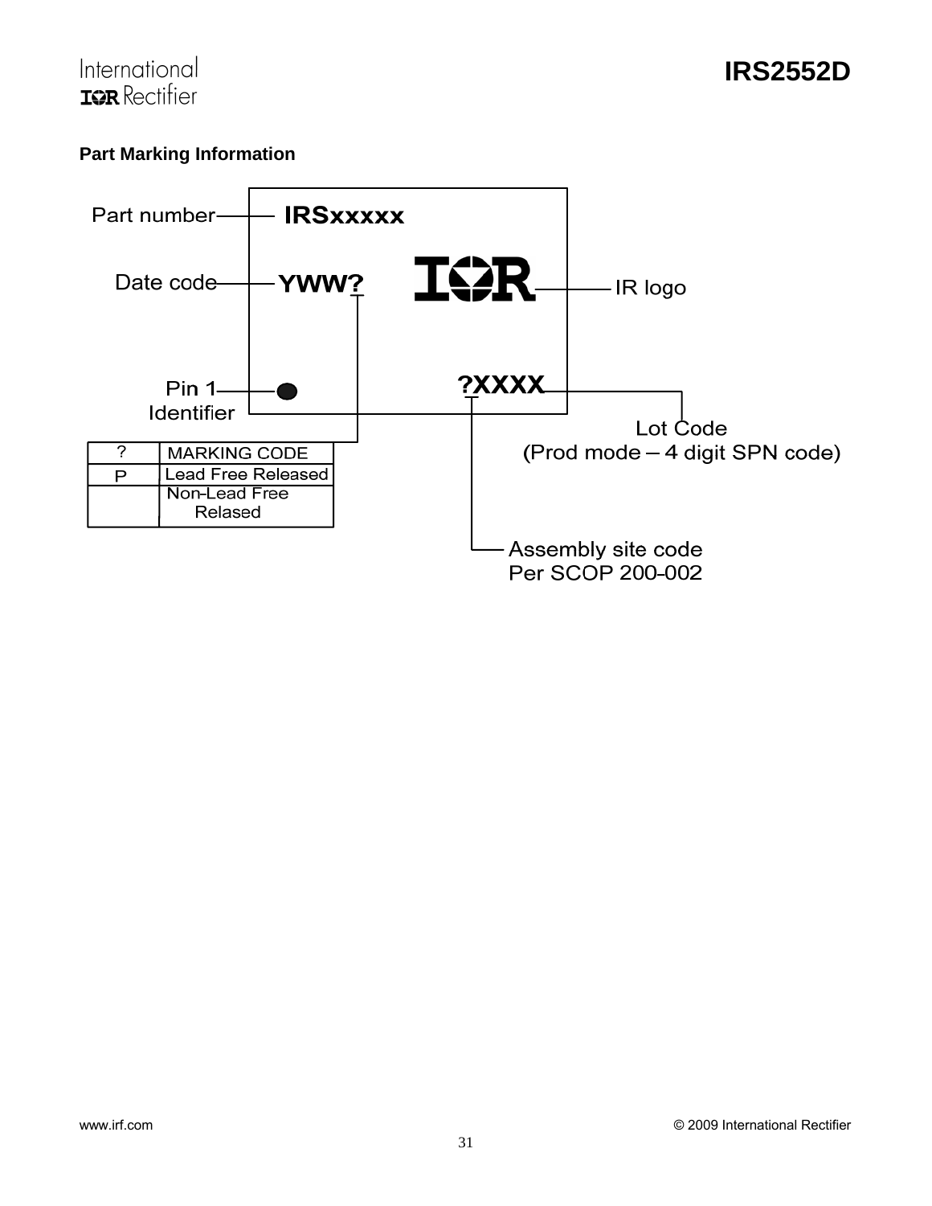## Part Marking Information

Part number — IRSxxxxx

Date code — YWW?

IR logo

Pin 1 Identifier

?XXXX — Lot Code (Prod mode – 4 digit SPN code)

Assembly site code Per SCOP 200-002

| ? | MARKING CODE |
| --- | --- |
| P | Lead Free Released |
| | Non-Lead Free Relased |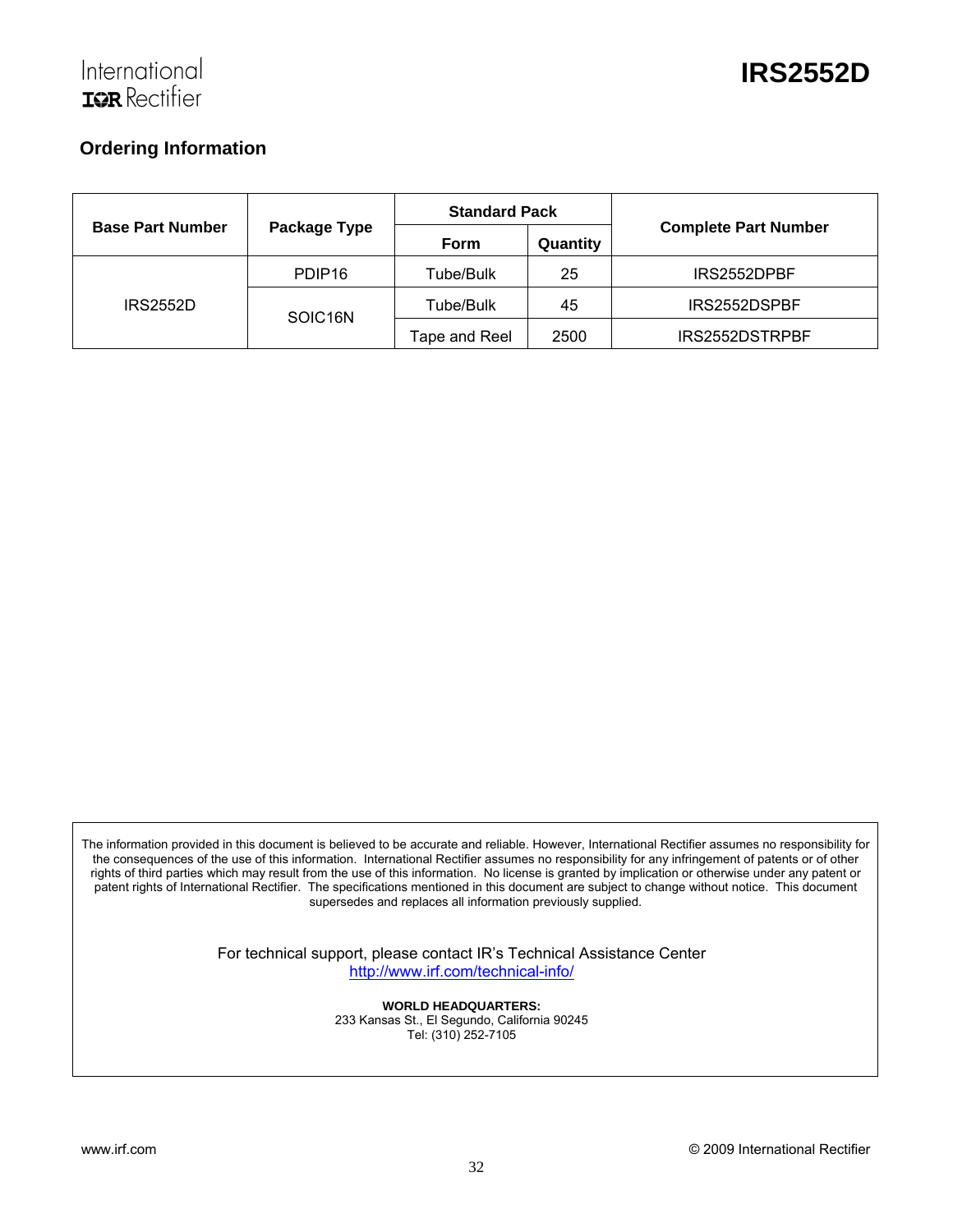## Ordering Information

| Base Part Number | Package Type | Standard Pack | | Complete Part Number |
|---|---|---|---|---|
| | | Form | Quantity | |
| IRS2552D | PDIP16 | Tube/Bulk | 25 | IRS2552DPBF |
| | SOIC16N | Tube/Bulk | 45 | IRS2552DSPBF |
| | | Tape and Reel | 2500 | IRS2552DSTRPBF |

The information provided in this document is believed to be accurate and reliable. However, International Rectifier assumes no responsibility for the consequences of the use of this information. International Rectifier assumes no responsibility for any infringement of patents or of other rights of third parties which may result from the use of this information. No license is granted by implication or otherwise under any patent or patent rights of International Rectifier. The specifications mentioned in this document are subject to change without notice. This document supersedes and replaces all information previously supplied.

For technical support, please contact IR's Technical Assistance Center
http://www.irf.com/technical-info/

**WORLD HEADQUARTERS:**
233 Kansas St., El Segundo, California 90245
Tel: (310) 252-7105